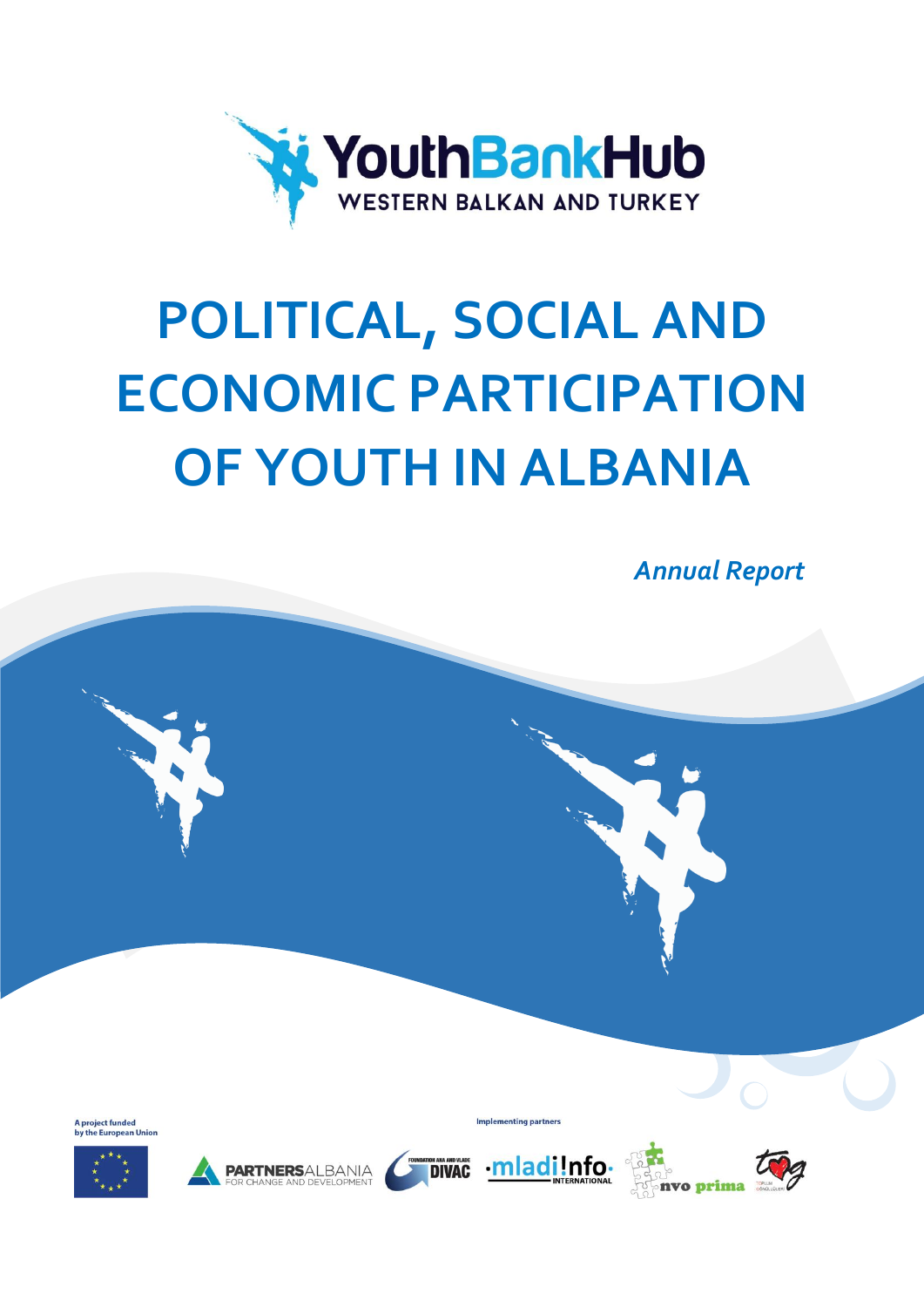YouthBankHub

WESTERN BALKAN AND TURKEY

# POLITICAL, SOCIAL AND ECONOMIC PARTICIPATION OF YOUTH IN ALBANIA

*Annual Report*

A project funded by the European Union

Implementing partners

PARTNERSALBANIA FOR CHANGE AND DEVELOPMENT

FOUNDATION ANA AND VLADE DIVAC

mladi!nfo INTERNATIONAL

nvo prima

tog TOPLUM GÖNÜLLÜLERİ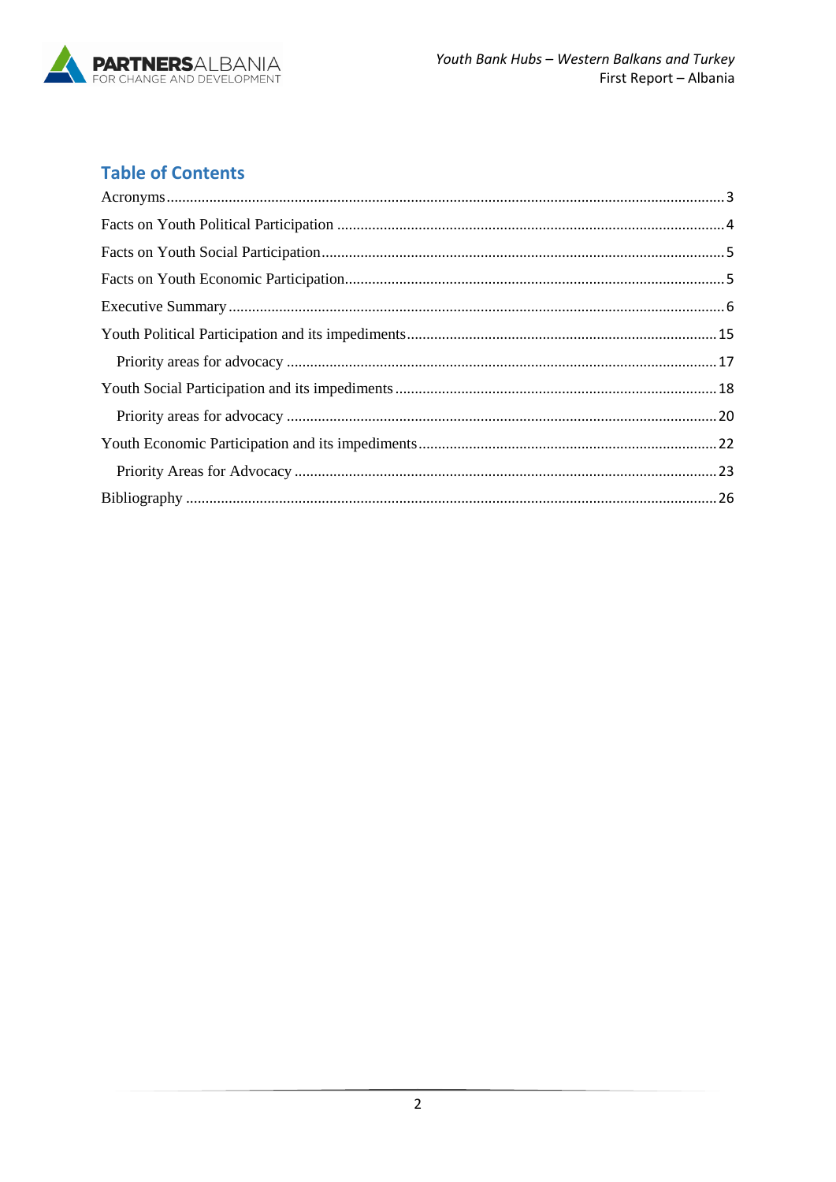## Table of Contents

Acronyms ..... 3
Facts on Youth Political Participation ..... 4
Facts on Youth Social Participation ..... 5
Facts on Youth Economic Participation ..... 5
Executive Summary ..... 6
Youth Political Participation and its impediments ..... 15
  Priority areas for advocacy ..... 17
Youth Social Participation and its impediments ..... 18
  Priority areas for advocacy ..... 20
Youth Economic Participation and its impediments ..... 22
  Priority Areas for Advocacy ..... 23
Bibliography ..... 26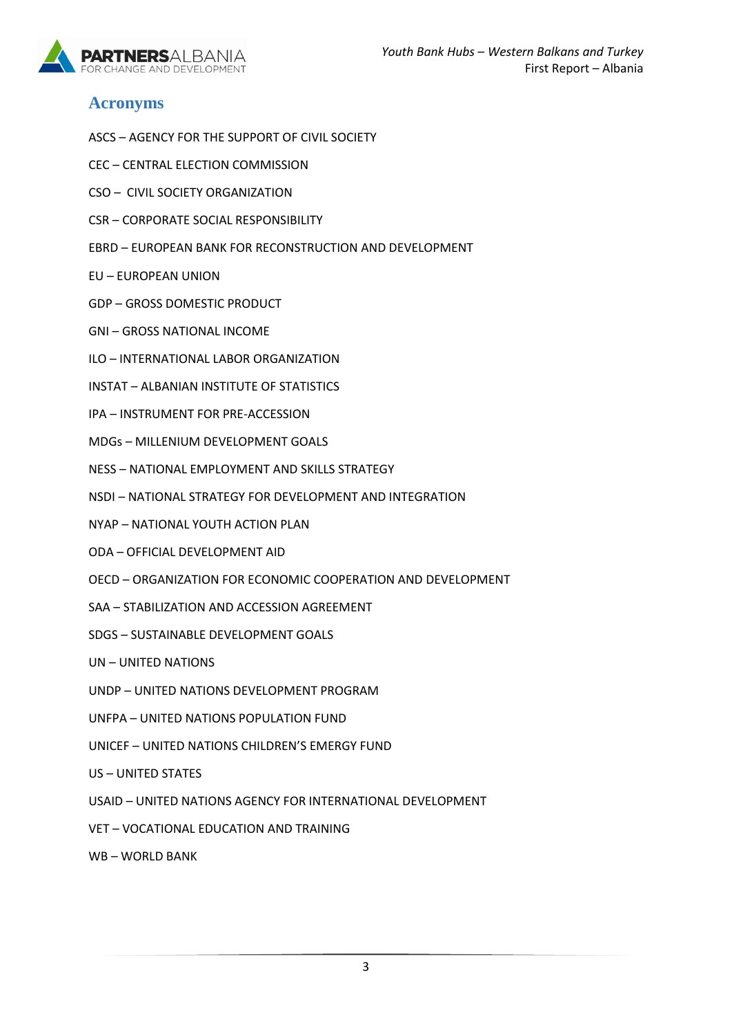# Acronyms

ASCS – AGENCY FOR THE SUPPORT OF CIVIL SOCIETY

CEC – CENTRAL ELECTION COMMISSION

CSO – CIVIL SOCIETY ORGANIZATION

CSR – CORPORATE SOCIAL RESPONSIBILITY

EBRD – EUROPEAN BANK FOR RECONSTRUCTION AND DEVELOPMENT

EU – EUROPEAN UNION

GDP – GROSS DOMESTIC PRODUCT

GNI – GROSS NATIONAL INCOME

ILO – INTERNATIONAL LABOR ORGANIZATION

INSTAT – ALBANIAN INSTITUTE OF STATISTICS

IPA – INSTRUMENT FOR PRE-ACCESSION

MDGs – MILLENIUM DEVELOPMENT GOALS

NESS – NATIONAL EMPLOYMENT AND SKILLS STRATEGY

NSDI – NATIONAL STRATEGY FOR DEVELOPMENT AND INTEGRATION

NYAP – NATIONAL YOUTH ACTION PLAN

ODA – OFFICIAL DEVELOPMENT AID

OECD – ORGANIZATION FOR ECONOMIC COOPERATION AND DEVELOPMENT

SAA – STABILIZATION AND ACCESSION AGREEMENT

SDGS – SUSTAINABLE DEVELOPMENT GOALS

UN – UNITED NATIONS

UNDP – UNITED NATIONS DEVELOPMENT PROGRAM

UNFPA – UNITED NATIONS POPULATION FUND

UNICEF – UNITED NATIONS CHILDREN'S EMERGY FUND

US – UNITED STATES

USAID – UNITED NATIONS AGENCY FOR INTERNATIONAL DEVELOPMENT

VET – VOCATIONAL EDUCATION AND TRAINING

WB – WORLD BANK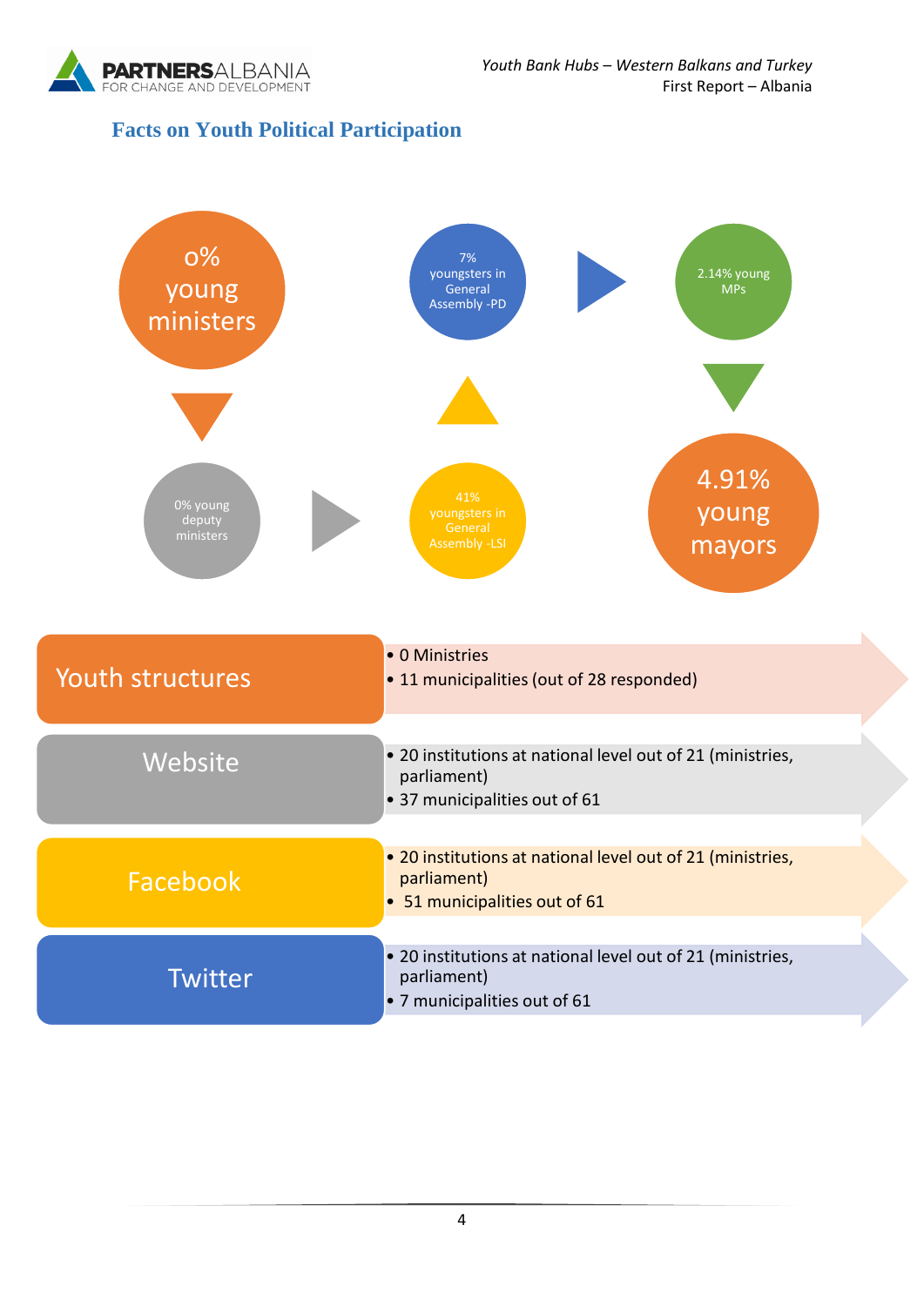## Facts on Youth Political Participation

0% young ministers

0% young deputy ministers

41% youngsters in General Assembly -LSI

7% youngsters in General Assembly -PD

2.14% young MPs

4.91% young mayors

**Youth structures**

- 0 Ministries
- 11 municipalities (out of 28 responded)

**Website**

- 20 institutions at national level out of 21 (ministries, parliament)
- 37 municipalities out of 61

**Facebook**

- 20 institutions at national level out of 21 (ministries, parliament)
- 51 municipalities out of 61

**Twitter**

- 20 institutions at national level out of 21 (ministries, parliament)
- 7 municipalities out of 61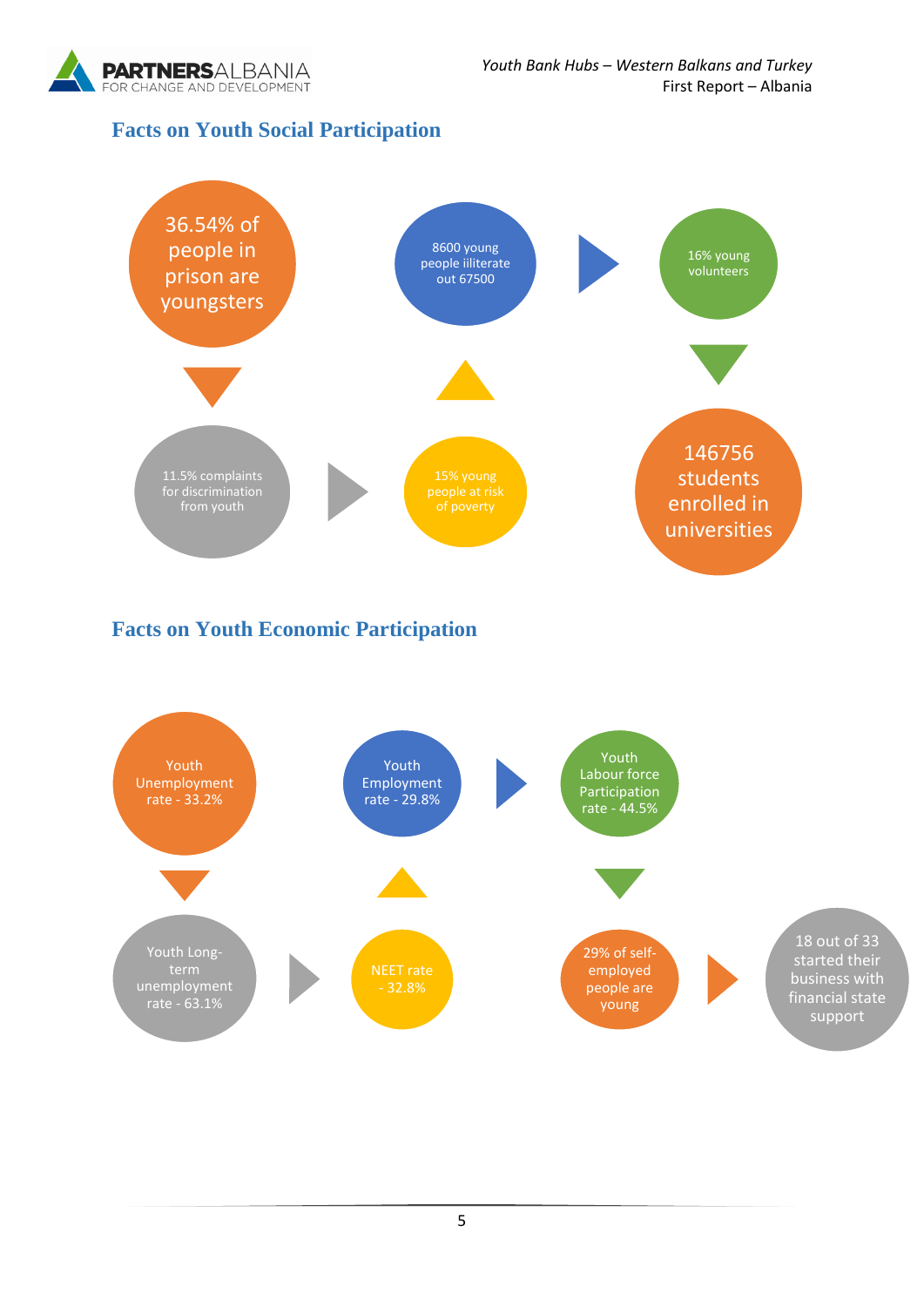## Facts on Youth Social Participation

- 36.54% of people in prison are youngsters
- 11.5% complaints for discrimination from youth
- 15% young people at risk of poverty
- 8600 young people iliterate out 67500
- 16% young volunteers
- 146756 students enrolled in universities

## Facts on Youth Economic Participation

- Youth Unemployment rate - 33.2%
- Youth Long-term unemployment rate - 63.1%
- NEET rate - 32.8%
- Youth Employment rate - 29.8%
- Youth Labour force Participation rate - 44.5%
- 29% of self-employed people are young
- 18 out of 33 started their business with financial state support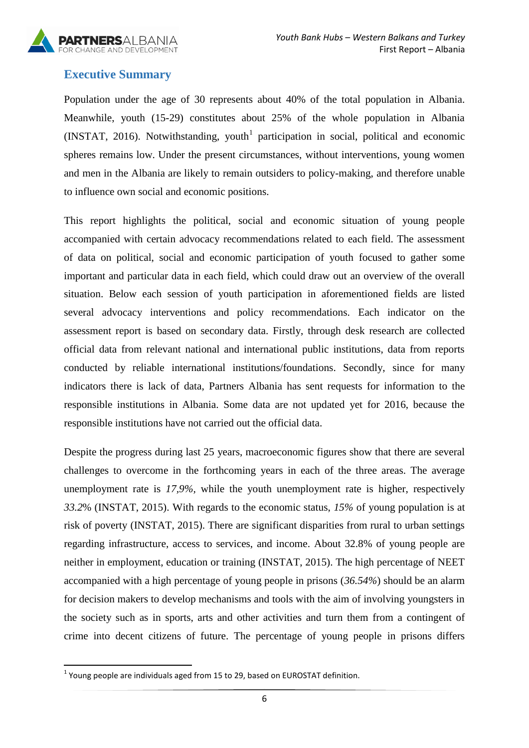## Executive Summary

Population under the age of 30 represents about 40% of the total population in Albania. Meanwhile, youth (15-29) constitutes about 25% of the whole population in Albania (INSTAT, 2016). Notwithstanding, youth[1] participation in social, political and economic spheres remains low. Under the present circumstances, without interventions, young women and men in the Albania are likely to remain outsiders to policy-making, and therefore unable to influence own social and economic positions.

This report highlights the political, social and economic situation of young people accompanied with certain advocacy recommendations related to each field. The assessment of data on political, social and economic participation of youth focused to gather some important and particular data in each field, which could draw out an overview of the overall situation. Below each session of youth participation in aforementioned fields are listed several advocacy interventions and policy recommendations. Each indicator on the assessment report is based on secondary data. Firstly, through desk research are collected official data from relevant national and international public institutions, data from reports conducted by reliable international institutions/foundations. Secondly, since for many indicators there is lack of data, Partners Albania has sent requests for information to the responsible institutions in Albania. Some data are not updated yet for 2016, because the responsible institutions have not carried out the official data.

Despite the progress during last 25 years, macroeconomic figures show that there are several challenges to overcome in the forthcoming years in each of the three areas. The average unemployment rate is *17,9%*, while the youth unemployment rate is higher, respectively *33.2%* (INSTAT, 2015). With regards to the economic status, *15%* of young population is at risk of poverty (INSTAT, 2015). There are significant disparities from rural to urban settings regarding infrastructure, access to services, and income. About 32.8% of young people are neither in employment, education or training (INSTAT, 2015). The high percentage of NEET accompanied with a high percentage of young people in prisons (*36.54%*) should be an alarm for decision makers to develop mechanisms and tools with the aim of involving youngsters in the society such as in sports, arts and other activities and turn them from a contingent of crime into decent citizens of future. The percentage of young people in prisons differs

[1] Young people are individuals aged from 15 to 29, based on EUROSTAT definition.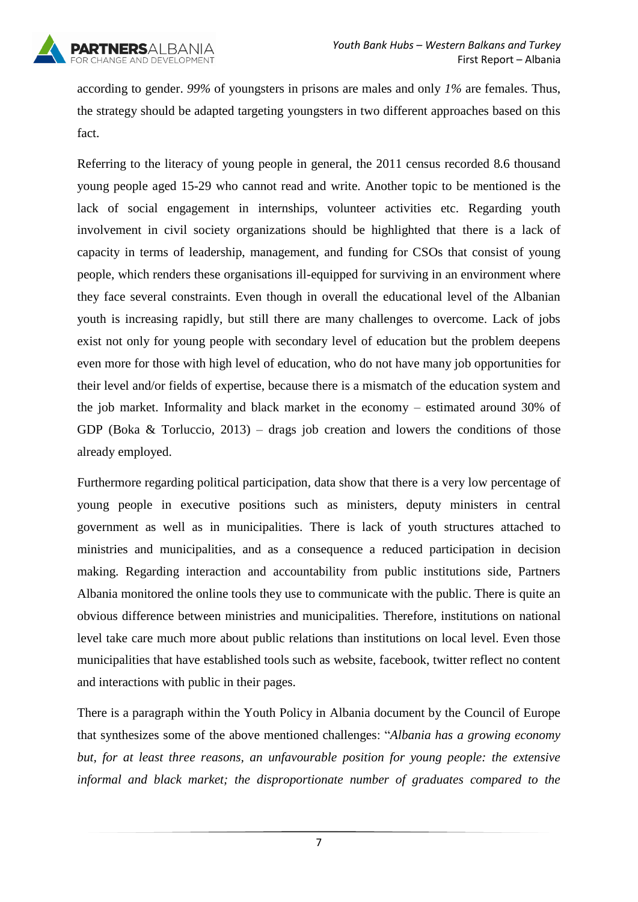according to gender. *99%* of youngsters in prisons are males and only *1%* are females. Thus, the strategy should be adapted targeting youngsters in two different approaches based on this fact.

Referring to the literacy of young people in general, the 2011 census recorded 8.6 thousand young people aged 15-29 who cannot read and write. Another topic to be mentioned is the lack of social engagement in internships, volunteer activities etc. Regarding youth involvement in civil society organizations should be highlighted that there is a lack of capacity in terms of leadership, management, and funding for CSOs that consist of young people, which renders these organisations ill-equipped for surviving in an environment where they face several constraints. Even though in overall the educational level of the Albanian youth is increasing rapidly, but still there are many challenges to overcome. Lack of jobs exist not only for young people with secondary level of education but the problem deepens even more for those with high level of education, who do not have many job opportunities for their level and/or fields of expertise, because there is a mismatch of the education system and the job market. Informality and black market in the economy – estimated around 30% of GDP (Boka & Torluccio, 2013) – drags job creation and lowers the conditions of those already employed.

Furthermore regarding political participation, data show that there is a very low percentage of young people in executive positions such as ministers, deputy ministers in central government as well as in municipalities. There is lack of youth structures attached to ministries and municipalities, and as a consequence a reduced participation in decision making. Regarding interaction and accountability from public institutions side, Partners Albania monitored the online tools they use to communicate with the public. There is quite an obvious difference between ministries and municipalities. Therefore, institutions on national level take care much more about public relations than institutions on local level. Even those municipalities that have established tools such as website, facebook, twitter reflect no content and interactions with public in their pages.

There is a paragraph within the Youth Policy in Albania document by the Council of Europe that synthesizes some of the above mentioned challenges: "*Albania has a growing economy but, for at least three reasons, an unfavourable position for young people: the extensive informal and black market; the disproportionate number of graduates compared to the*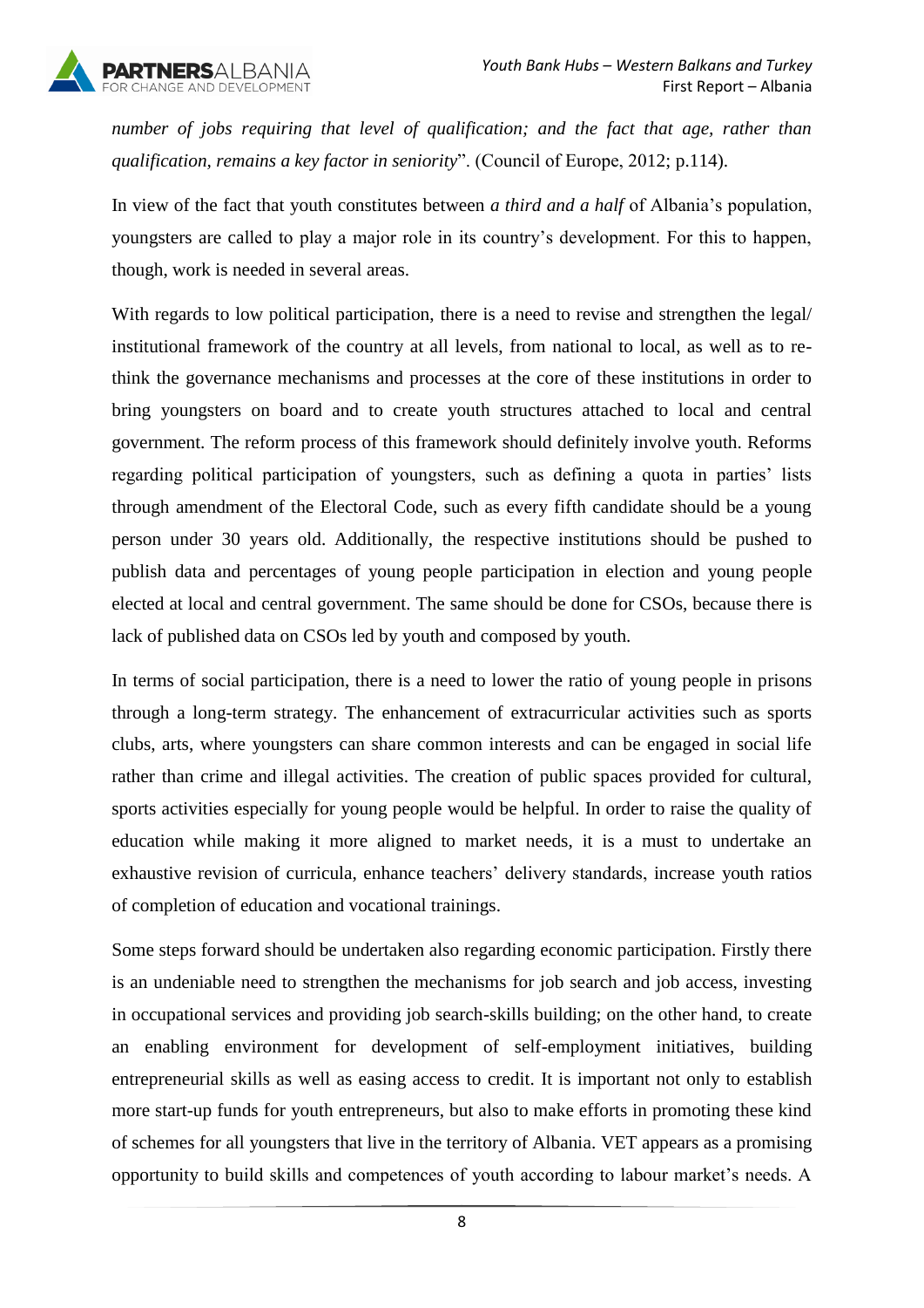*number of jobs requiring that level of qualification; and the fact that age, rather than qualification, remains a key factor in seniority*". (Council of Europe, 2012; p.114).

In view of the fact that youth constitutes between *a third and a half* of Albania's population, youngsters are called to play a major role in its country's development. For this to happen, though, work is needed in several areas.

With regards to low political participation, there is a need to revise and strengthen the legal/ institutional framework of the country at all levels, from national to local, as well as to re-think the governance mechanisms and processes at the core of these institutions in order to bring youngsters on board and to create youth structures attached to local and central government. The reform process of this framework should definitely involve youth. Reforms regarding political participation of youngsters, such as defining a quota in parties' lists through amendment of the Electoral Code, such as every fifth candidate should be a young person under 30 years old. Additionally, the respective institutions should be pushed to publish data and percentages of young people participation in election and young people elected at local and central government. The same should be done for CSOs, because there is lack of published data on CSOs led by youth and composed by youth.

In terms of social participation, there is a need to lower the ratio of young people in prisons through a long-term strategy. The enhancement of extracurricular activities such as sports clubs, arts, where youngsters can share common interests and can be engaged in social life rather than crime and illegal activities. The creation of public spaces provided for cultural, sports activities especially for young people would be helpful. In order to raise the quality of education while making it more aligned to market needs, it is a must to undertake an exhaustive revision of curricula, enhance teachers' delivery standards, increase youth ratios of completion of education and vocational trainings.

Some steps forward should be undertaken also regarding economic participation. Firstly there is an undeniable need to strengthen the mechanisms for job search and job access, investing in occupational services and providing job search-skills building; on the other hand, to create an enabling environment for development of self-employment initiatives, building entrepreneurial skills as well as easing access to credit. It is important not only to establish more start-up funds for youth entrepreneurs, but also to make efforts in promoting these kind of schemes for all youngsters that live in the territory of Albania. VET appears as a promising opportunity to build skills and competences of youth according to labour market's needs. A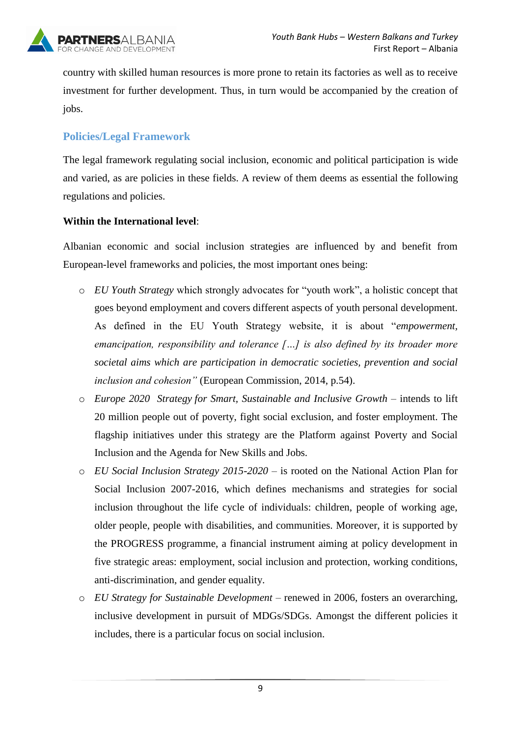country with skilled human resources is more prone to retain its factories as well as to receive investment for further development. Thus, in turn would be accompanied by the creation of jobs.

## Policies/Legal Framework

The legal framework regulating social inclusion, economic and political participation is wide and varied, as are policies in these fields. A review of them deems as essential the following regulations and policies.

**Within the International level**:

Albanian economic and social inclusion strategies are influenced by and benefit from European-level frameworks and policies, the most important ones being:

- *EU Youth Strategy* which strongly advocates for "youth work", a holistic concept that goes beyond employment and covers different aspects of youth personal development. As defined in the EU Youth Strategy website, it is about "*empowerment, emancipation, responsibility and tolerance […] is also defined by its broader more societal aims which are participation in democratic societies, prevention and social inclusion and cohesion"* (European Commission, 2014, p.54).
- *Europe 2020 Strategy for Smart, Sustainable and Inclusive Growth* – intends to lift 20 million people out of poverty, fight social exclusion, and foster employment. The flagship initiatives under this strategy are the Platform against Poverty and Social Inclusion and the Agenda for New Skills and Jobs.
- *EU Social Inclusion Strategy 2015-2020* – is rooted on the National Action Plan for Social Inclusion 2007-2016, which defines mechanisms and strategies for social inclusion throughout the life cycle of individuals: children, people of working age, older people, people with disabilities, and communities. Moreover, it is supported by the PROGRESS programme, a financial instrument aiming at policy development in five strategic areas: employment, social inclusion and protection, working conditions, anti-discrimination, and gender equality.
- *EU Strategy for Sustainable Development* – renewed in 2006, fosters an overarching, inclusive development in pursuit of MDGs/SDGs. Amongst the different policies it includes, there is a particular focus on social inclusion.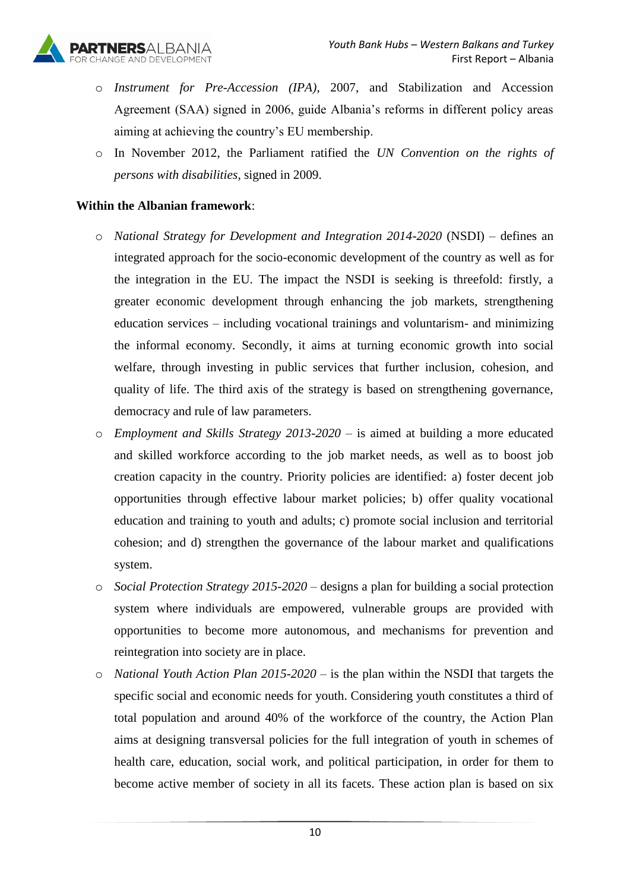- *Instrument for Pre-Accession (IPA)*, 2007, and Stabilization and Accession Agreement (SAA) signed in 2006, guide Albania's reforms in different policy areas aiming at achieving the country's EU membership.
- In November 2012, the Parliament ratified the *UN Convention on the rights of persons with disabilities*, signed in 2009.

**Within the Albanian framework**:

- *National Strategy for Development and Integration 2014-2020* (NSDI) – defines an integrated approach for the socio-economic development of the country as well as for the integration in the EU. The impact the NSDI is seeking is threefold: firstly, a greater economic development through enhancing the job markets, strengthening education services – including vocational trainings and voluntarism- and minimizing the informal economy. Secondly, it aims at turning economic growth into social welfare, through investing in public services that further inclusion, cohesion, and quality of life. The third axis of the strategy is based on strengthening governance, democracy and rule of law parameters.
- *Employment and Skills Strategy 2013-2020* – is aimed at building a more educated and skilled workforce according to the job market needs, as well as to boost job creation capacity in the country. Priority policies are identified: a) foster decent job opportunities through effective labour market policies; b) offer quality vocational education and training to youth and adults; c) promote social inclusion and territorial cohesion; and d) strengthen the governance of the labour market and qualifications system.
- *Social Protection Strategy 2015-2020* – designs a plan for building a social protection system where individuals are empowered, vulnerable groups are provided with opportunities to become more autonomous, and mechanisms for prevention and reintegration into society are in place.
- *National Youth Action Plan 2015-2020* – is the plan within the NSDI that targets the specific social and economic needs for youth. Considering youth constitutes a third of total population and around 40% of the workforce of the country, the Action Plan aims at designing transversal policies for the full integration of youth in schemes of health care, education, social work, and political participation, in order for them to become active member of society in all its facets. These action plan is based on six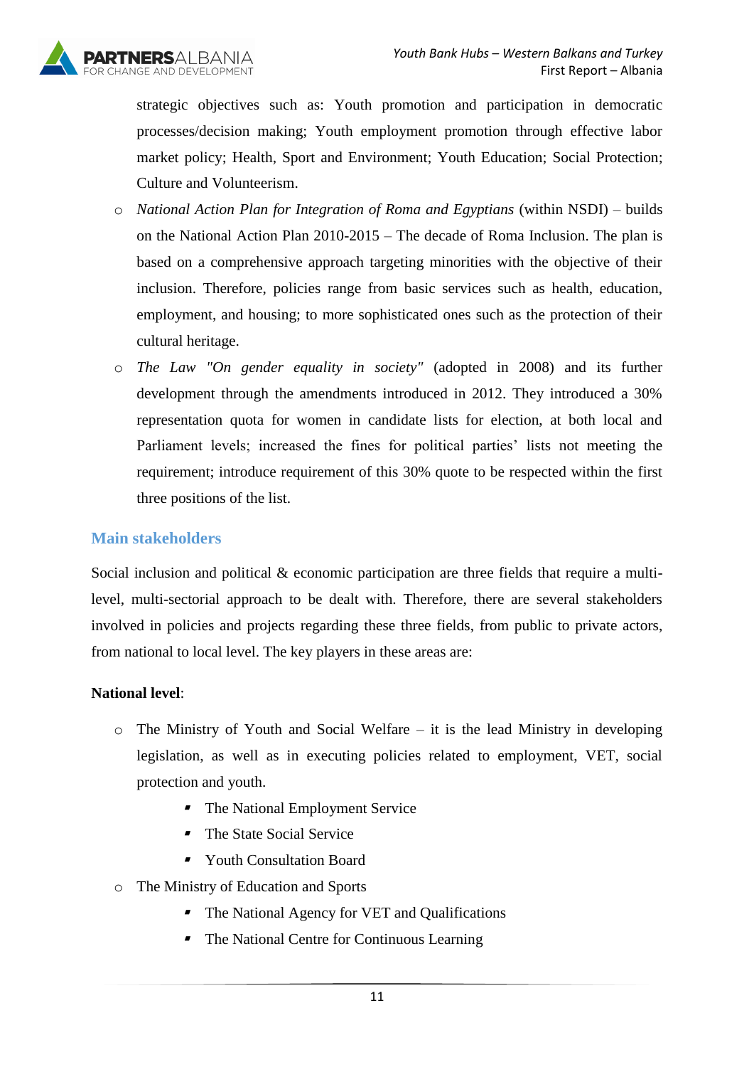strategic objectives such as: Youth promotion and participation in democratic processes/decision making; Youth employment promotion through effective labor market policy; Health, Sport and Environment; Youth Education; Social Protection; Culture and Volunteerism.

- *National Action Plan for Integration of Roma and Egyptians* (within NSDI) – builds on the National Action Plan 2010-2015 – The decade of Roma Inclusion. The plan is based on a comprehensive approach targeting minorities with the objective of their inclusion. Therefore, policies range from basic services such as health, education, employment, and housing; to more sophisticated ones such as the protection of their cultural heritage.
- *The Law "On gender equality in society"* (adopted in 2008) and its further development through the amendments introduced in 2012. They introduced a 30% representation quota for women in candidate lists for election, at both local and Parliament levels; increased the fines for political parties' lists not meeting the requirement; introduce requirement of this 30% quote to be respected within the first three positions of the list.

## Main stakeholders

Social inclusion and political & economic participation are three fields that require a multi-level, multi-sectorial approach to be dealt with. Therefore, there are several stakeholders involved in policies and projects regarding these three fields, from public to private actors, from national to local level. The key players in these areas are:

**National level**:

- The Ministry of Youth and Social Welfare – it is the lead Ministry in developing legislation, as well as in executing policies related to employment, VET, social protection and youth.
    - The National Employment Service
    - The State Social Service
    - Youth Consultation Board
- The Ministry of Education and Sports
    - The National Agency for VET and Qualifications
    - The National Centre for Continuous Learning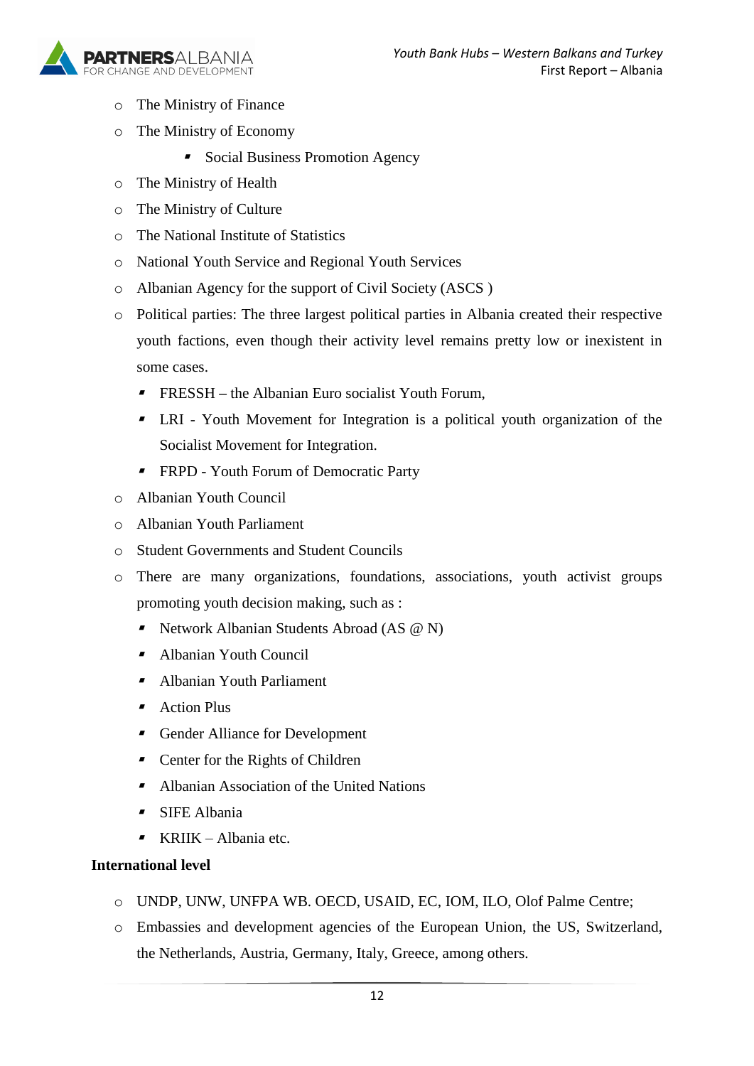- The Ministry of Finance
- The Ministry of Economy
    - Social Business Promotion Agency
- The Ministry of Health
- The Ministry of Culture
- The National Institute of Statistics
- National Youth Service and Regional Youth Services
- Albanian Agency for the support of Civil Society (ASCS )
- Political parties: The three largest political parties in Albania created their respective youth factions, even though their activity level remains pretty low or inexistent in some cases.
    - FRESSH – the Albanian Euro socialist Youth Forum,
    - LRI - Youth Movement for Integration is a political youth organization of the Socialist Movement for Integration.
    - FRPD - Youth Forum of Democratic Party
- Albanian Youth Council
- Albanian Youth Parliament
- Student Governments and Student Councils
- There are many organizations, foundations, associations, youth activist groups promoting youth decision making, such as :
    - Network Albanian Students Abroad (AS @ N)
    - Albanian Youth Council
    - Albanian Youth Parliament
    - Action Plus
    - Gender Alliance for Development
    - Center for the Rights of Children
    - Albanian Association of the United Nations
    - SIFE Albania
    - KRIIK – Albania etc.

**International level**

- UNDP, UNW, UNFPA WB. OECD, USAID, EC, IOM, ILO, Olof Palme Centre;
- Embassies and development agencies of the European Union, the US, Switzerland, the Netherlands, Austria, Germany, Italy, Greece, among others.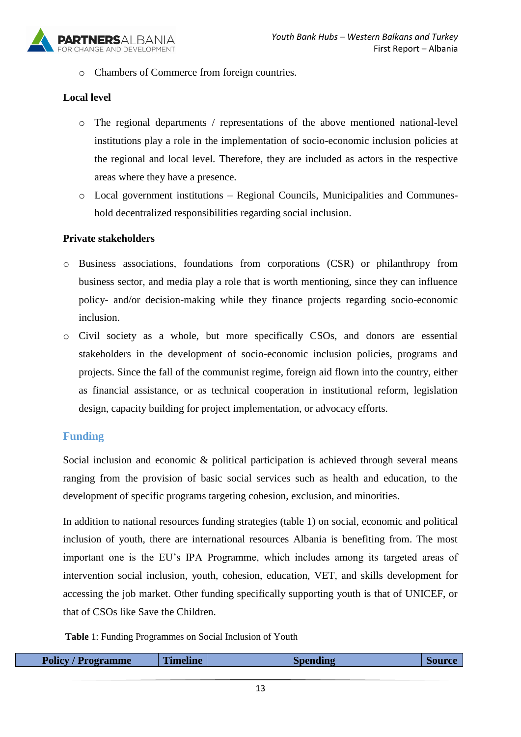- Chambers of Commerce from foreign countries.

**Local level**

- The regional departments / representations of the above mentioned national-level institutions play a role in the implementation of socio-economic inclusion policies at the regional and local level. Therefore, they are included as actors in the respective areas where they have a presence.
- Local government institutions – Regional Councils, Municipalities and Communes-hold decentralized responsibilities regarding social inclusion.

**Private stakeholders**

- Business associations, foundations from corporations (CSR) or philanthropy from business sector, and media play a role that is worth mentioning, since they can influence policy- and/or decision-making while they finance projects regarding socio-economic inclusion.
- Civil society as a whole, but more specifically CSOs, and donors are essential stakeholders in the development of socio-economic inclusion policies, programs and projects. Since the fall of the communist regime, foreign aid flown into the country, either as financial assistance, or as technical cooperation in institutional reform, legislation design, capacity building for project implementation, or advocacy efforts.

## Funding

Social inclusion and economic & political participation is achieved through several means ranging from the provision of basic social services such as health and education, to the development of specific programs targeting cohesion, exclusion, and minorities.

In addition to national resources funding strategies (table 1) on social, economic and political inclusion of youth, there are international resources Albania is benefiting from. The most important one is the EU's IPA Programme, which includes among its targeted areas of intervention social inclusion, youth, cohesion, education, VET, and skills development for accessing the job market. Other funding specifically supporting youth is that of UNICEF, or that of CSOs like Save the Children.

**Table** 1: Funding Programmes on Social Inclusion of Youth

| Policy / Programme | Timeline | Spending | Source |
| --- | --- | --- | --- |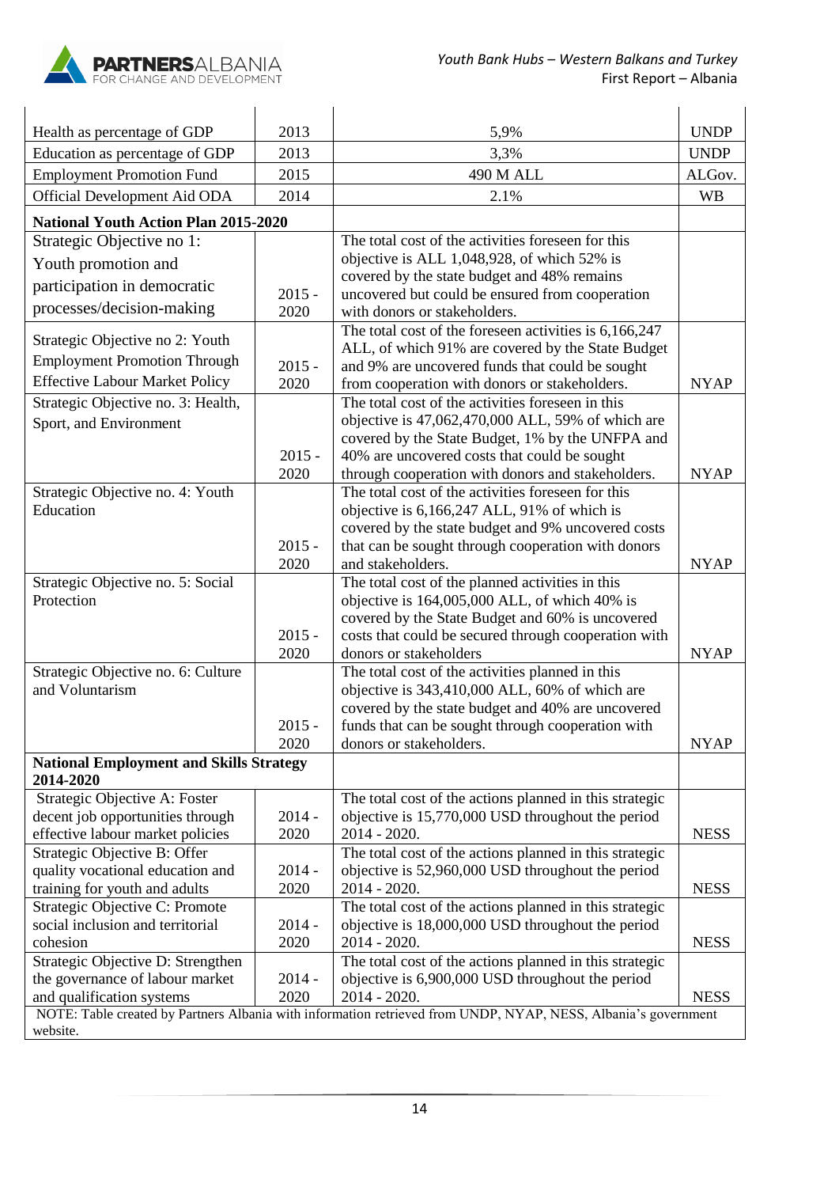| | | | |
|---|---|---|---|
| Health as percentage of GDP | 2013 | 5,9% | UNDP |
| Education as percentage of GDP | 2013 | 3,3% | UNDP |
| Employment Promotion Fund | 2015 | 490 M ALL | ALGov. |
| Official Development Aid ODA | 2014 | 2.1% | WB |
| **National Youth Action Plan 2015-2020** | | | |
| Strategic Objective no 1: Youth promotion and participation in democratic processes/decision-making | 2015 - 2020 | The total cost of the activities foreseen for this objective is ALL 1,048,928, of which 52% is covered by the state budget and 48% remains uncovered but could be ensured from cooperation with donors or stakeholders. | |
| Strategic Objective no 2: Youth Employment Promotion Through Effective Labour Market Policy | 2015 - 2020 | The total cost of the foreseen activities is 6,166,247 ALL, of which 91% are covered by the State Budget and 9% are uncovered funds that could be sought from cooperation with donors or stakeholders. | NYAP |
| Strategic Objective no. 3: Health, Sport, and Environment | 2015 - 2020 | The total cost of the activities foreseen in this objective is 47,062,470,000 ALL, 59% of which are covered by the State Budget, 1% by the UNFPA and 40% are uncovered costs that could be sought through cooperation with donors and stakeholders. | NYAP |
| Strategic Objective no. 4: Youth Education | 2015 - 2020 | The total cost of the activities foreseen for this objective is 6,166,247 ALL, 91% of which is covered by the state budget and 9% uncovered costs that can be sought through cooperation with donors and stakeholders. | NYAP |
| Strategic Objective no. 5: Social Protection | 2015 - 2020 | The total cost of the planned activities in this objective is 164,005,000 ALL, of which 40% is covered by the State Budget and 60% is uncovered costs that could be secured through cooperation with donors or stakeholders | NYAP |
| Strategic Objective no. 6: Culture and Voluntarism | 2015 - 2020 | The total cost of the activities planned in this objective is 343,410,000 ALL, 60% of which are covered by the state budget and 40% are uncovered funds that can be sought through cooperation with donors or stakeholders. | NYAP |
| **National Employment and Skills Strategy 2014-2020** | | | |
| Strategic Objective A: Foster decent job opportunities through effective labour market policies | 2014 - 2020 | The total cost of the actions planned in this strategic objective is 15,770,000 USD throughout the period 2014 - 2020. | NESS |
| Strategic Objective B: Offer quality vocational education and training for youth and adults | 2014 - 2020 | The total cost of the actions planned in this strategic objective is 52,960,000 USD throughout the period 2014 - 2020. | NESS |
| Strategic Objective C: Promote social inclusion and territorial cohesion | 2014 - 2020 | The total cost of the actions planned in this strategic objective is 18,000,000 USD throughout the period 2014 - 2020. | NESS |
| Strategic Objective D: Strengthen the governance of labour market and qualification systems | 2014 - 2020 | The total cost of the actions planned in this strategic objective is 6,900,000 USD throughout the period 2014 - 2020. | NESS |

NOTE: Table created by Partners Albania with information retrieved from UNDP, NYAP, NESS, Albania's government website.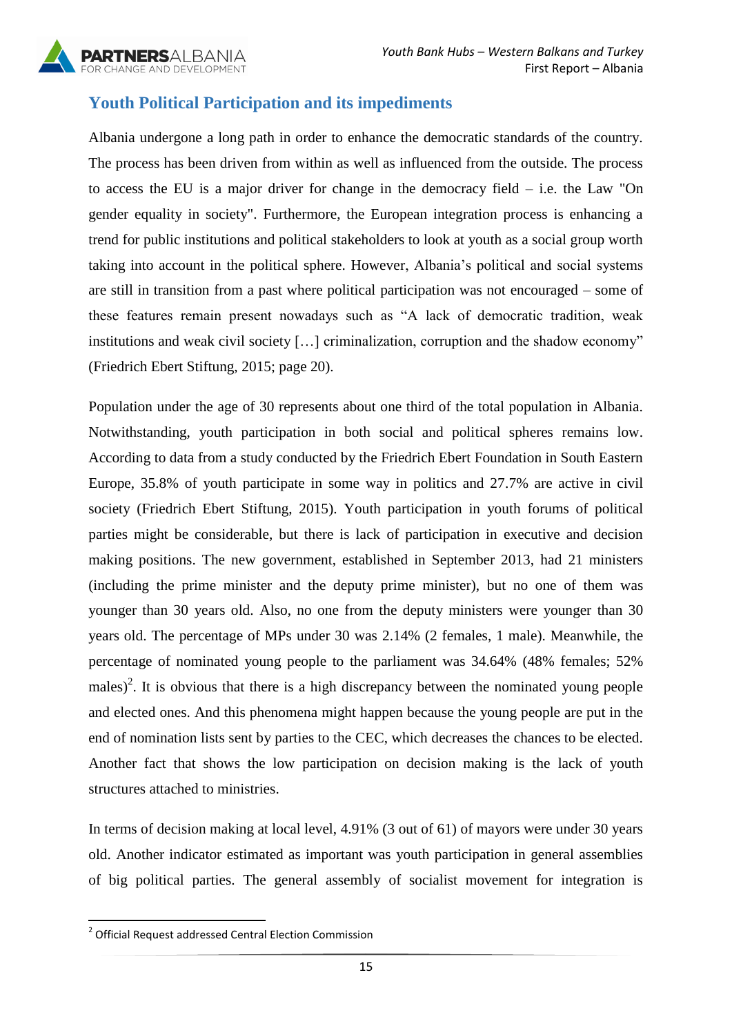## Youth Political Participation and its impediments

Albania undergone a long path in order to enhance the democratic standards of the country. The process has been driven from within as well as influenced from the outside. The process to access the EU is a major driver for change in the democracy field – i.e. the Law "On gender equality in society". Furthermore, the European integration process is enhancing a trend for public institutions and political stakeholders to look at youth as a social group worth taking into account in the political sphere. However, Albania's political and social systems are still in transition from a past where political participation was not encouraged – some of these features remain present nowadays such as "A lack of democratic tradition, weak institutions and weak civil society […] criminalization, corruption and the shadow economy" (Friedrich Ebert Stiftung, 2015; page 20).

Population under the age of 30 represents about one third of the total population in Albania. Notwithstanding, youth participation in both social and political spheres remains low. According to data from a study conducted by the Friedrich Ebert Foundation in South Eastern Europe, 35.8% of youth participate in some way in politics and 27.7% are active in civil society (Friedrich Ebert Stiftung, 2015). Youth participation in youth forums of political parties might be considerable, but there is lack of participation in executive and decision making positions. The new government, established in September 2013, had 21 ministers (including the prime minister and the deputy prime minister), but no one of them was younger than 30 years old. Also, no one from the deputy ministers were younger than 30 years old. The percentage of MPs under 30 was 2.14% (2 females, 1 male). Meanwhile, the percentage of nominated young people to the parliament was 34.64% (48% females; 52% males)[2]. It is obvious that there is a high discrepancy between the nominated young people and elected ones. And this phenomena might happen because the young people are put in the end of nomination lists sent by parties to the CEC, which decreases the chances to be elected. Another fact that shows the low participation on decision making is the lack of youth structures attached to ministries.

In terms of decision making at local level, 4.91% (3 out of 61) of mayors were under 30 years old. Another indicator estimated as important was youth participation in general assemblies of big political parties. The general assembly of socialist movement for integration is

[2] Official Request addressed Central Election Commission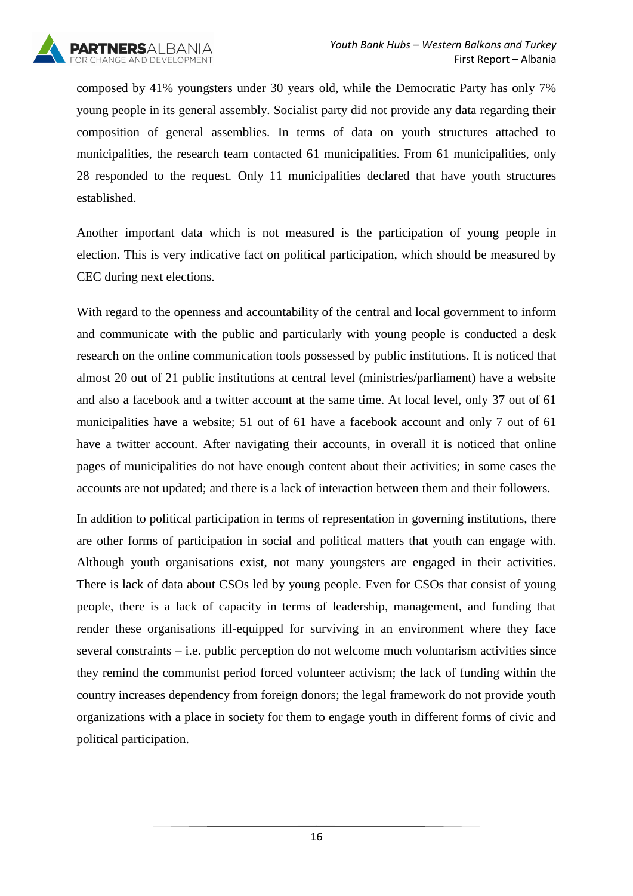composed by 41% youngsters under 30 years old, while the Democratic Party has only 7% young people in its general assembly. Socialist party did not provide any data regarding their composition of general assemblies. In terms of data on youth structures attached to municipalities, the research team contacted 61 municipalities. From 61 municipalities, only 28 responded to the request. Only 11 municipalities declared that have youth structures established.

Another important data which is not measured is the participation of young people in election. This is very indicative fact on political participation, which should be measured by CEC during next elections.

With regard to the openness and accountability of the central and local government to inform and communicate with the public and particularly with young people is conducted a desk research on the online communication tools possessed by public institutions. It is noticed that almost 20 out of 21 public institutions at central level (ministries/parliament) have a website and also a facebook and a twitter account at the same time. At local level, only 37 out of 61 municipalities have a website; 51 out of 61 have a facebook account and only 7 out of 61 have a twitter account. After navigating their accounts, in overall it is noticed that online pages of municipalities do not have enough content about their activities; in some cases the accounts are not updated; and there is a lack of interaction between them and their followers.

In addition to political participation in terms of representation in governing institutions, there are other forms of participation in social and political matters that youth can engage with. Although youth organisations exist, not many youngsters are engaged in their activities. There is lack of data about CSOs led by young people. Even for CSOs that consist of young people, there is a lack of capacity in terms of leadership, management, and funding that render these organisations ill-equipped for surviving in an environment where they face several constraints – i.e. public perception do not welcome much voluntarism activities since they remind the communist period forced volunteer activism; the lack of funding within the country increases dependency from foreign donors; the legal framework do not provide youth organizations with a place in society for them to engage youth in different forms of civic and political participation.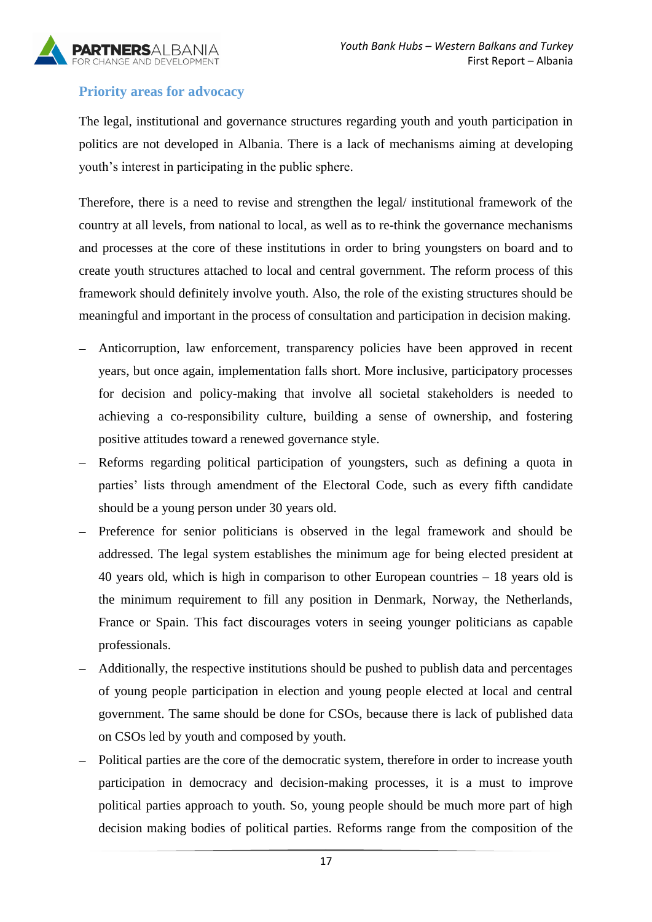## Priority areas for advocacy

The legal, institutional and governance structures regarding youth and youth participation in politics are not developed in Albania. There is a lack of mechanisms aiming at developing youth's interest in participating in the public sphere.

Therefore, there is a need to revise and strengthen the legal/ institutional framework of the country at all levels, from national to local, as well as to re-think the governance mechanisms and processes at the core of these institutions in order to bring youngsters on board and to create youth structures attached to local and central government. The reform process of this framework should definitely involve youth. Also, the role of the existing structures should be meaningful and important in the process of consultation and participation in decision making.

- Anticorruption, law enforcement, transparency policies have been approved in recent years, but once again, implementation falls short. More inclusive, participatory processes for decision and policy-making that involve all societal stakeholders is needed to achieving a co-responsibility culture, building a sense of ownership, and fostering positive attitudes toward a renewed governance style.
- Reforms regarding political participation of youngsters, such as defining a quota in parties' lists through amendment of the Electoral Code, such as every fifth candidate should be a young person under 30 years old.
- Preference for senior politicians is observed in the legal framework and should be addressed. The legal system establishes the minimum age for being elected president at 40 years old, which is high in comparison to other European countries – 18 years old is the minimum requirement to fill any position in Denmark, Norway, the Netherlands, France or Spain. This fact discourages voters in seeing younger politicians as capable professionals.
- Additionally, the respective institutions should be pushed to publish data and percentages of young people participation in election and young people elected at local and central government. The same should be done for CSOs, because there is lack of published data on CSOs led by youth and composed by youth.
- Political parties are the core of the democratic system, therefore in order to increase youth participation in democracy and decision-making processes, it is a must to improve political parties approach to youth. So, young people should be much more part of high decision making bodies of political parties. Reforms range from the composition of the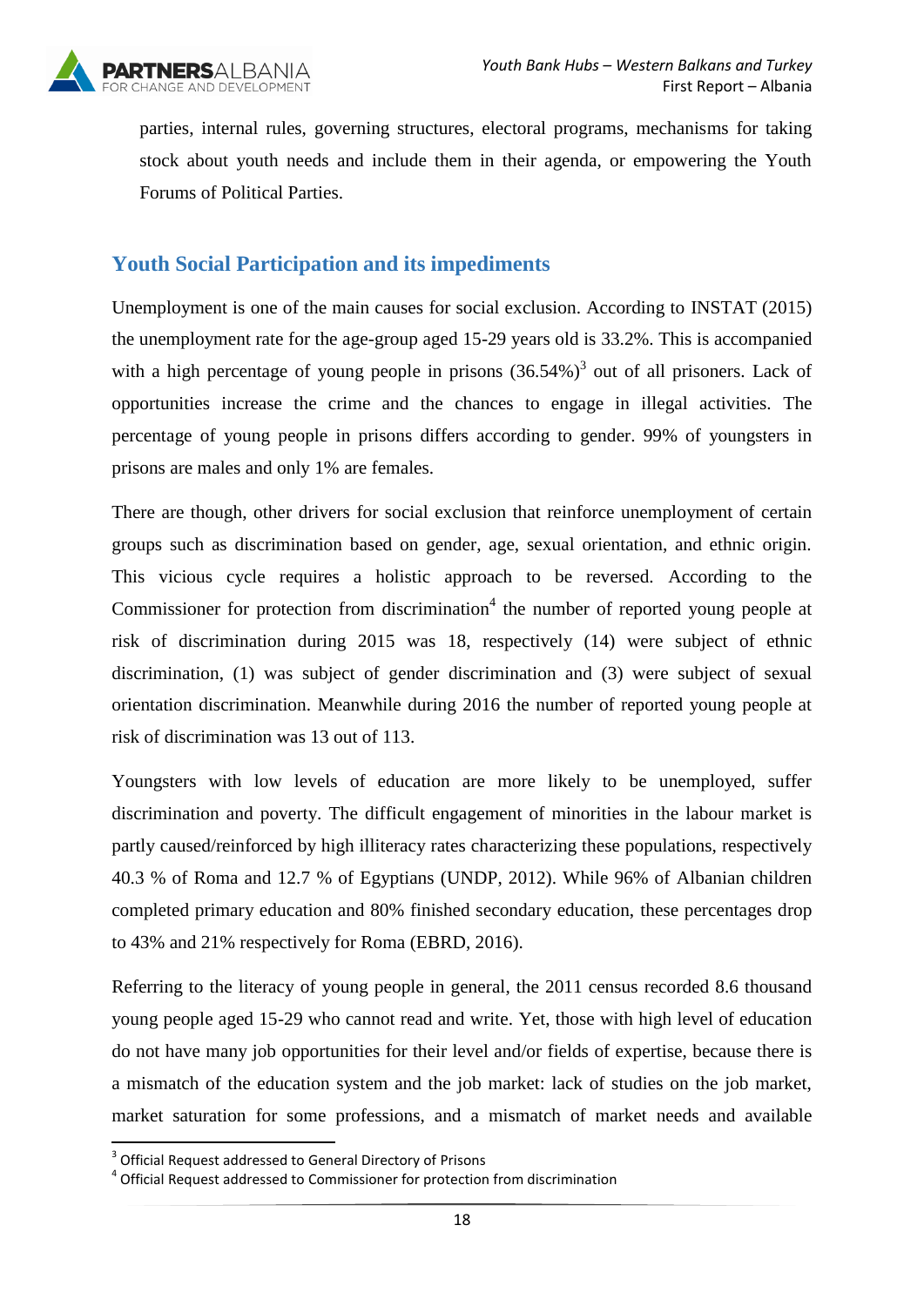parties, internal rules, governing structures, electoral programs, mechanisms for taking stock about youth needs and include them in their agenda, or empowering the Youth Forums of Political Parties.

## Youth Social Participation and its impediments

Unemployment is one of the main causes for social exclusion. According to INSTAT (2015) the unemployment rate for the age-group aged 15-29 years old is 33.2%. This is accompanied with a high percentage of young people in prisons (36.54%)[3] out of all prisoners. Lack of opportunities increase the crime and the chances to engage in illegal activities. The percentage of young people in prisons differs according to gender. 99% of youngsters in prisons are males and only 1% are females.

There are though, other drivers for social exclusion that reinforce unemployment of certain groups such as discrimination based on gender, age, sexual orientation, and ethnic origin. This vicious cycle requires a holistic approach to be reversed. According to the Commissioner for protection from discrimination[4] the number of reported young people at risk of discrimination during 2015 was 18, respectively (14) were subject of ethnic discrimination, (1) was subject of gender discrimination and (3) were subject of sexual orientation discrimination. Meanwhile during 2016 the number of reported young people at risk of discrimination was 13 out of 113.

Youngsters with low levels of education are more likely to be unemployed, suffer discrimination and poverty. The difficult engagement of minorities in the labour market is partly caused/reinforced by high illiteracy rates characterizing these populations, respectively 40.3 % of Roma and 12.7 % of Egyptians (UNDP, 2012). While 96% of Albanian children completed primary education and 80% finished secondary education, these percentages drop to 43% and 21% respectively for Roma (EBRD, 2016).

Referring to the literacy of young people in general, the 2011 census recorded 8.6 thousand young people aged 15-29 who cannot read and write. Yet, those with high level of education do not have many job opportunities for their level and/or fields of expertise, because there is a mismatch of the education system and the job market: lack of studies on the job market, market saturation for some professions, and a mismatch of market needs and available

[3] Official Request addressed to General Directory of Prisons

[4] Official Request addressed to Commissioner for protection from discrimination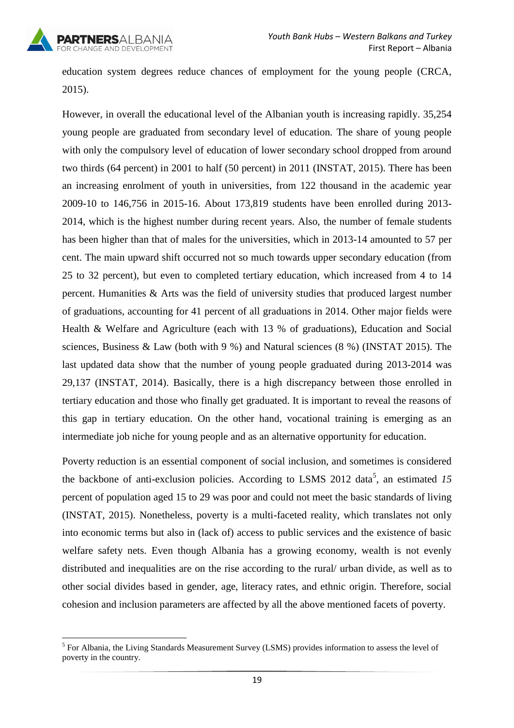education system degrees reduce chances of employment for the young people (CRCA, 2015).

However, in overall the educational level of the Albanian youth is increasing rapidly. 35,254 young people are graduated from secondary level of education. The share of young people with only the compulsory level of education of lower secondary school dropped from around two thirds (64 percent) in 2001 to half (50 percent) in 2011 (INSTAT, 2015). There has been an increasing enrolment of youth in universities, from 122 thousand in the academic year 2009-10 to 146,756 in 2015-16. About 173,819 students have been enrolled during 2013-2014, which is the highest number during recent years. Also, the number of female students has been higher than that of males for the universities, which in 2013-14 amounted to 57 per cent. The main upward shift occurred not so much towards upper secondary education (from 25 to 32 percent), but even to completed tertiary education, which increased from 4 to 14 percent. Humanities & Arts was the field of university studies that produced largest number of graduations, accounting for 41 percent of all graduations in 2014. Other major fields were Health & Welfare and Agriculture (each with 13 % of graduations), Education and Social sciences, Business & Law (both with 9 %) and Natural sciences (8 %) (INSTAT 2015). The last updated data show that the number of young people graduated during 2013-2014 was 29,137 (INSTAT, 2014). Basically, there is a high discrepancy between those enrolled in tertiary education and those who finally get graduated. It is important to reveal the reasons of this gap in tertiary education. On the other hand, vocational training is emerging as an intermediate job niche for young people and as an alternative opportunity for education.

Poverty reduction is an essential component of social inclusion, and sometimes is considered the backbone of anti-exclusion policies. According to LSMS 2012 data[5], an estimated *15* percent of population aged 15 to 29 was poor and could not meet the basic standards of living (INSTAT, 2015). Nonetheless, poverty is a multi-faceted reality, which translates not only into economic terms but also in (lack of) access to public services and the existence of basic welfare safety nets. Even though Albania has a growing economy, wealth is not evenly distributed and inequalities are on the rise according to the rural/ urban divide, as well as to other social divides based in gender, age, literacy rates, and ethnic origin. Therefore, social cohesion and inclusion parameters are affected by all the above mentioned facets of poverty.

[5] For Albania, the Living Standards Measurement Survey (LSMS) provides information to assess the level of poverty in the country.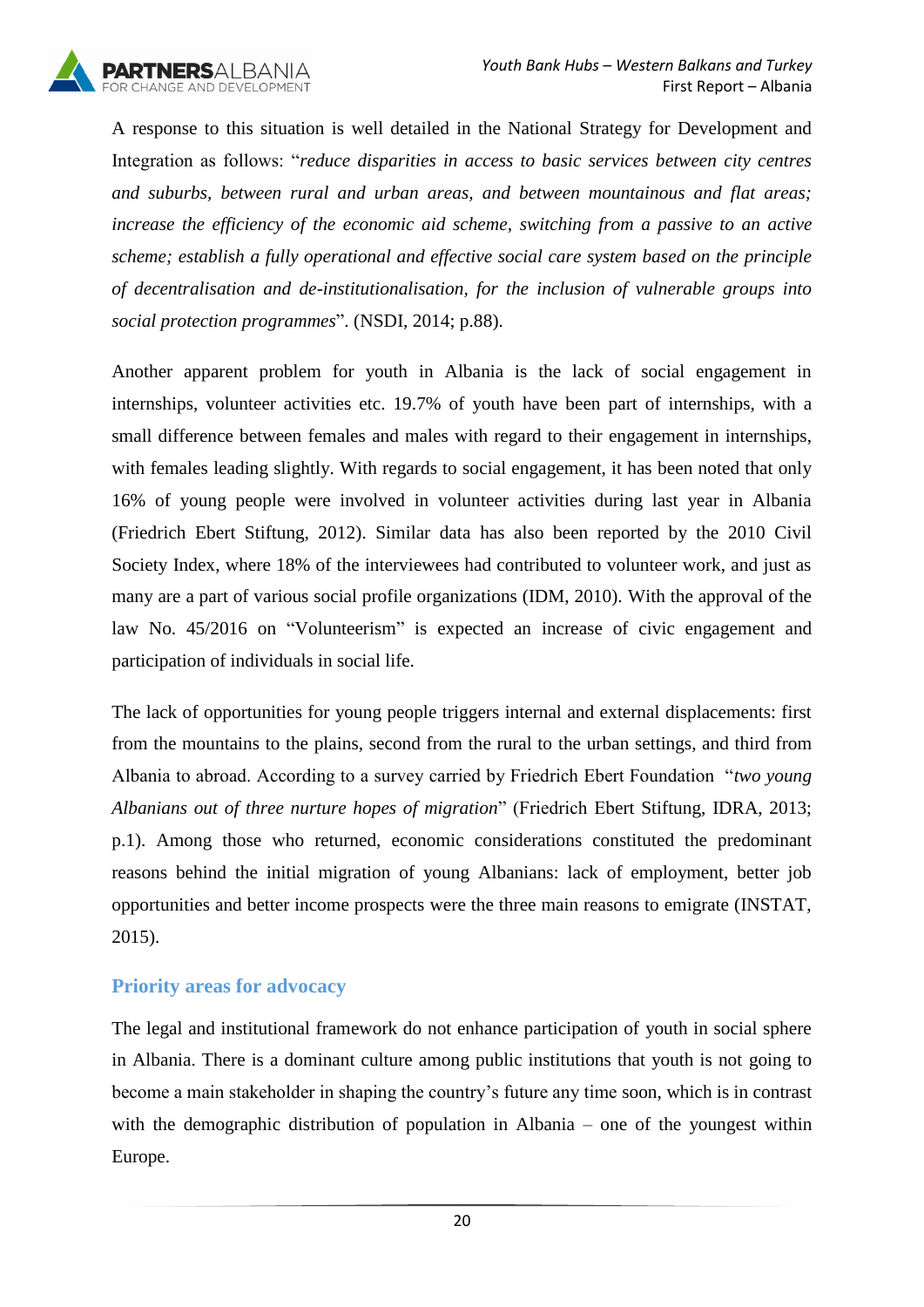A response to this situation is well detailed in the National Strategy for Development and Integration as follows: "*reduce disparities in access to basic services between city centres and suburbs, between rural and urban areas, and between mountainous and flat areas; increase the efficiency of the economic aid scheme, switching from a passive to an active scheme; establish a fully operational and effective social care system based on the principle of decentralisation and de-institutionalisation, for the inclusion of vulnerable groups into social protection programmes*". (NSDI, 2014; p.88).

Another apparent problem for youth in Albania is the lack of social engagement in internships, volunteer activities etc. 19.7% of youth have been part of internships, with a small difference between females and males with regard to their engagement in internships, with females leading slightly. With regards to social engagement, it has been noted that only 16% of young people were involved in volunteer activities during last year in Albania (Friedrich Ebert Stiftung, 2012). Similar data has also been reported by the 2010 Civil Society Index, where 18% of the interviewees had contributed to volunteer work, and just as many are a part of various social profile organizations (IDM, 2010). With the approval of the law No. 45/2016 on "Volunteerism" is expected an increase of civic engagement and participation of individuals in social life.

The lack of opportunities for young people triggers internal and external displacements: first from the mountains to the plains, second from the rural to the urban settings, and third from Albania to abroad. According to a survey carried by Friedrich Ebert Foundation "*two young Albanians out of three nurture hopes of migration*" (Friedrich Ebert Stiftung, IDRA, 2013; p.1). Among those who returned, economic considerations constituted the predominant reasons behind the initial migration of young Albanians: lack of employment, better job opportunities and better income prospects were the three main reasons to emigrate (INSTAT, 2015).

## Priority areas for advocacy

The legal and institutional framework do not enhance participation of youth in social sphere in Albania. There is a dominant culture among public institutions that youth is not going to become a main stakeholder in shaping the country's future any time soon, which is in contrast with the demographic distribution of population in Albania – one of the youngest within Europe.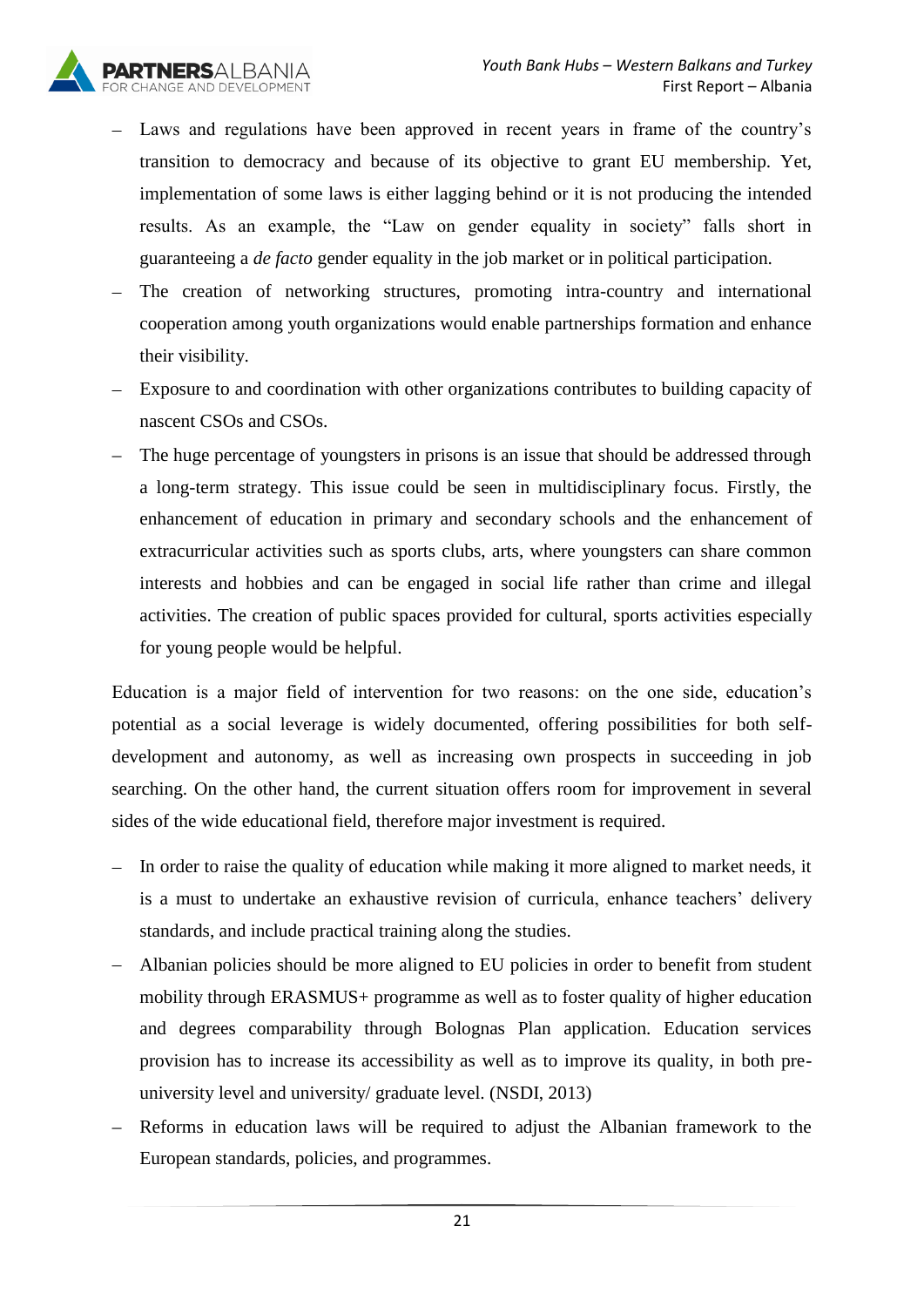- Laws and regulations have been approved in recent years in frame of the country's transition to democracy and because of its objective to grant EU membership. Yet, implementation of some laws is either lagging behind or it is not producing the intended results. As an example, the "Law on gender equality in society" falls short in guaranteeing a *de facto* gender equality in the job market or in political participation.
- The creation of networking structures, promoting intra-country and international cooperation among youth organizations would enable partnerships formation and enhance their visibility.
- Exposure to and coordination with other organizations contributes to building capacity of nascent CSOs and CSOs.
- The huge percentage of youngsters in prisons is an issue that should be addressed through a long-term strategy. This issue could be seen in multidisciplinary focus. Firstly, the enhancement of education in primary and secondary schools and the enhancement of extracurricular activities such as sports clubs, arts, where youngsters can share common interests and hobbies and can be engaged in social life rather than crime and illegal activities. The creation of public spaces provided for cultural, sports activities especially for young people would be helpful.

Education is a major field of intervention for two reasons: on the one side, education's potential as a social leverage is widely documented, offering possibilities for both self-development and autonomy, as well as increasing own prospects in succeeding in job searching. On the other hand, the current situation offers room for improvement in several sides of the wide educational field, therefore major investment is required.

- In order to raise the quality of education while making it more aligned to market needs, it is a must to undertake an exhaustive revision of curricula, enhance teachers' delivery standards, and include practical training along the studies.
- Albanian policies should be more aligned to EU policies in order to benefit from student mobility through ERASMUS+ programme as well as to foster quality of higher education and degrees comparability through Bolognas Plan application. Education services provision has to increase its accessibility as well as to improve its quality, in both pre-university level and university/ graduate level. (NSDI, 2013)
- Reforms in education laws will be required to adjust the Albanian framework to the European standards, policies, and programmes.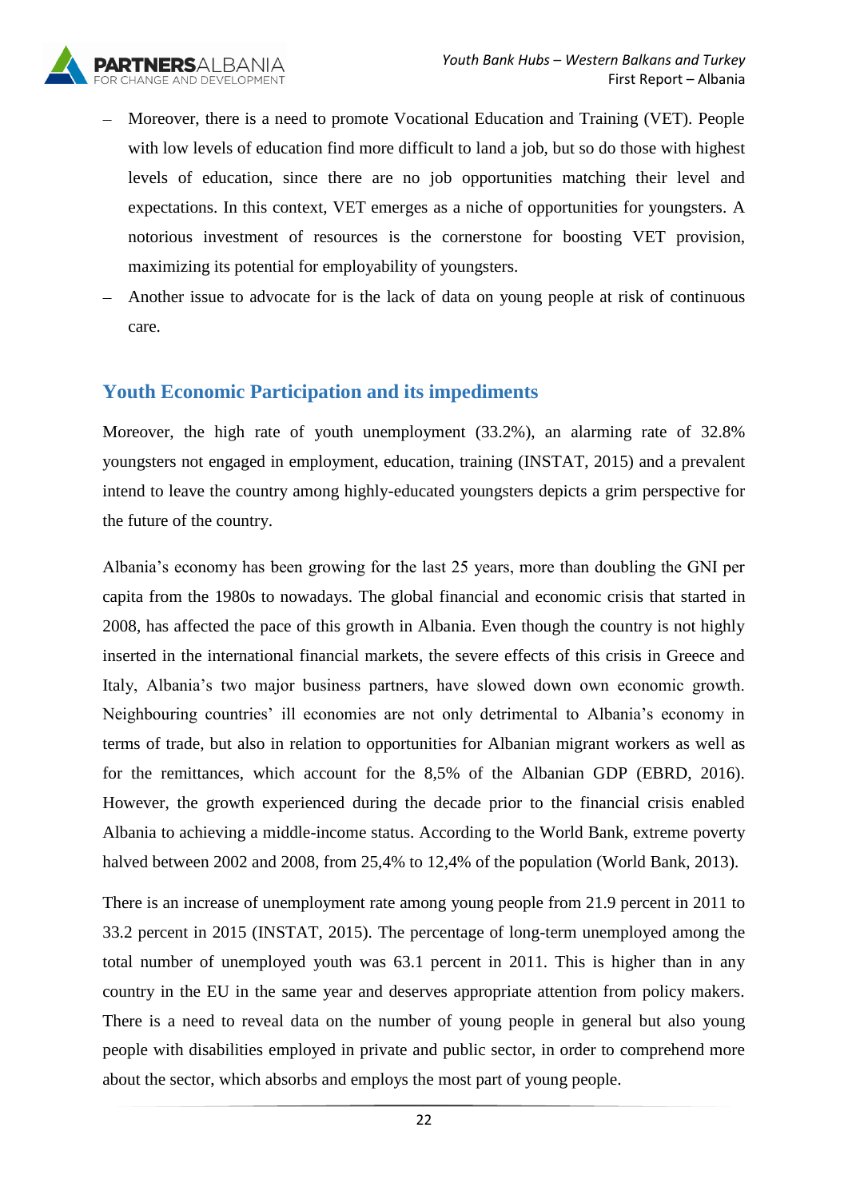- Moreover, there is a need to promote Vocational Education and Training (VET). People with low levels of education find more difficult to land a job, but so do those with highest levels of education, since there are no job opportunities matching their level and expectations. In this context, VET emerges as a niche of opportunities for youngsters. A notorious investment of resources is the cornerstone for boosting VET provision, maximizing its potential for employability of youngsters.
- Another issue to advocate for is the lack of data on young people at risk of continuous care.

## Youth Economic Participation and its impediments

Moreover, the high rate of youth unemployment (33.2%), an alarming rate of 32.8% youngsters not engaged in employment, education, training (INSTAT, 2015) and a prevalent intend to leave the country among highly-educated youngsters depicts a grim perspective for the future of the country.

Albania's economy has been growing for the last 25 years, more than doubling the GNI per capita from the 1980s to nowadays. The global financial and economic crisis that started in 2008, has affected the pace of this growth in Albania. Even though the country is not highly inserted in the international financial markets, the severe effects of this crisis in Greece and Italy, Albania's two major business partners, have slowed down own economic growth. Neighbouring countries' ill economies are not only detrimental to Albania's economy in terms of trade, but also in relation to opportunities for Albanian migrant workers as well as for the remittances, which account for the 8,5% of the Albanian GDP (EBRD, 2016). However, the growth experienced during the decade prior to the financial crisis enabled Albania to achieving a middle-income status. According to the World Bank, extreme poverty halved between 2002 and 2008, from 25,4% to 12,4% of the population (World Bank, 2013).

There is an increase of unemployment rate among young people from 21.9 percent in 2011 to 33.2 percent in 2015 (INSTAT, 2015). The percentage of long-term unemployed among the total number of unemployed youth was 63.1 percent in 2011. This is higher than in any country in the EU in the same year and deserves appropriate attention from policy makers. There is a need to reveal data on the number of young people in general but also young people with disabilities employed in private and public sector, in order to comprehend more about the sector, which absorbs and employs the most part of young people.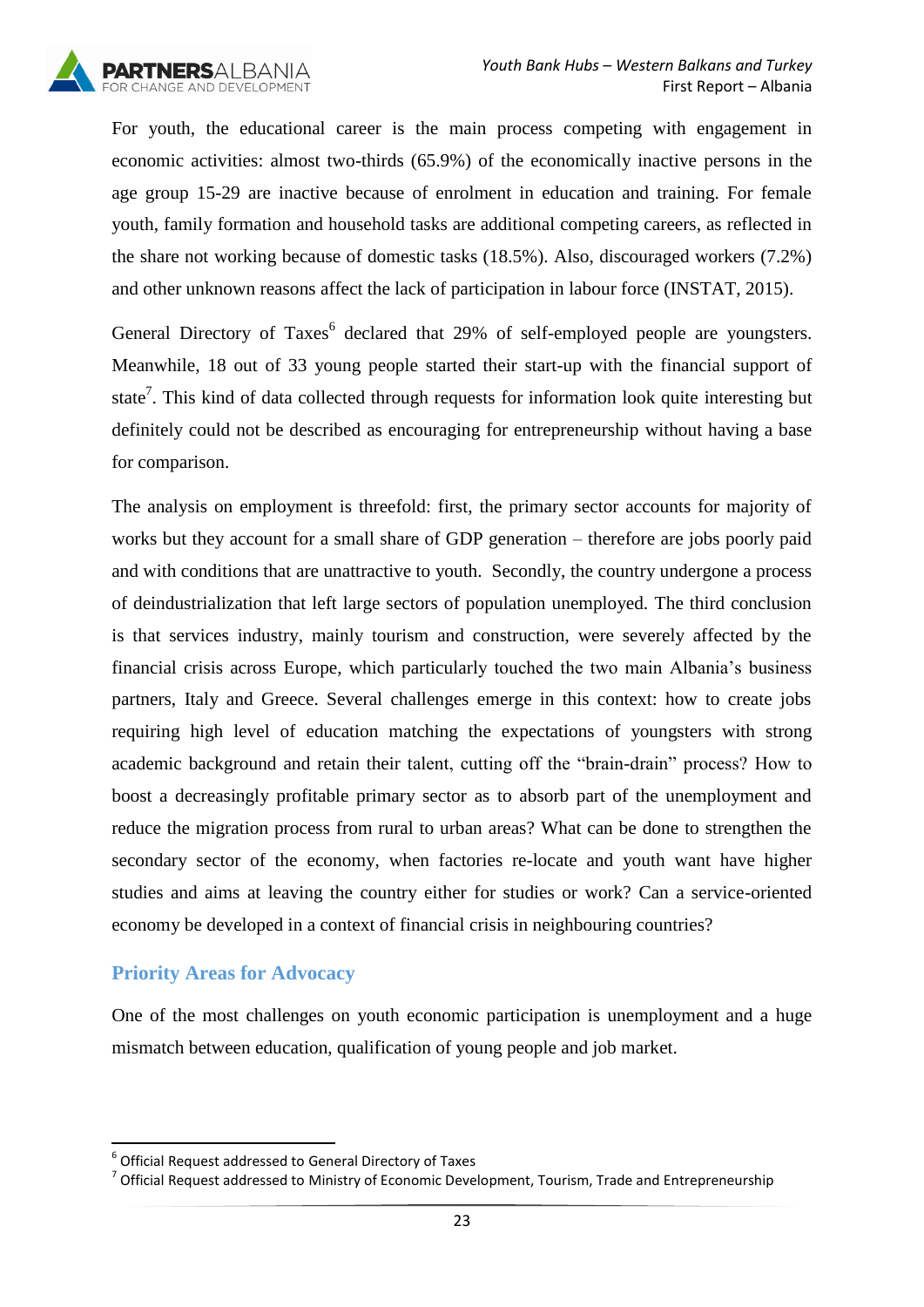For youth, the educational career is the main process competing with engagement in economic activities: almost two-thirds (65.9%) of the economically inactive persons in the age group 15-29 are inactive because of enrolment in education and training. For female youth, family formation and household tasks are additional competing careers, as reflected in the share not working because of domestic tasks (18.5%). Also, discouraged workers (7.2%) and other unknown reasons affect the lack of participation in labour force (INSTAT, 2015).

General Directory of Taxes[6] declared that 29% of self-employed people are youngsters. Meanwhile, 18 out of 33 young people started their start-up with the financial support of state[7]. This kind of data collected through requests for information look quite interesting but definitely could not be described as encouraging for entrepreneurship without having a base for comparison.

The analysis on employment is threefold: first, the primary sector accounts for majority of works but they account for a small share of GDP generation – therefore are jobs poorly paid and with conditions that are unattractive to youth. Secondly, the country undergone a process of deindustrialization that left large sectors of population unemployed. The third conclusion is that services industry, mainly tourism and construction, were severely affected by the financial crisis across Europe, which particularly touched the two main Albania's business partners, Italy and Greece. Several challenges emerge in this context: how to create jobs requiring high level of education matching the expectations of youngsters with strong academic background and retain their talent, cutting off the "brain-drain" process? How to boost a decreasingly profitable primary sector as to absorb part of the unemployment and reduce the migration process from rural to urban areas? What can be done to strengthen the secondary sector of the economy, when factories re-locate and youth want have higher studies and aims at leaving the country either for studies or work? Can a service-oriented economy be developed in a context of financial crisis in neighbouring countries?

## Priority Areas for Advocacy

One of the most challenges on youth economic participation is unemployment and a huge mismatch between education, qualification of young people and job market.

---

[6] Official Request addressed to General Directory of Taxes

[7] Official Request addressed to Ministry of Economic Development, Tourism, Trade and Entrepreneurship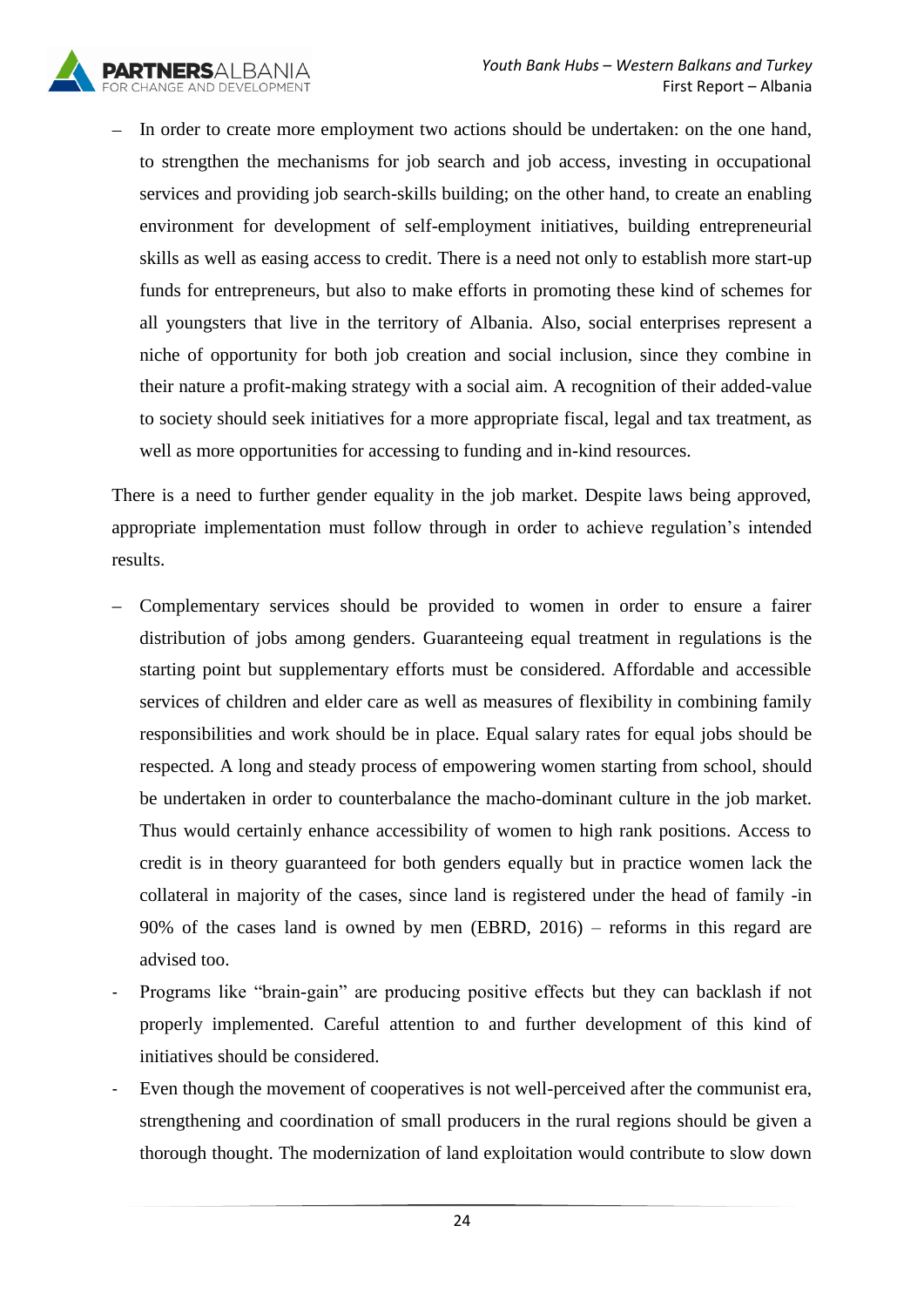- In order to create more employment two actions should be undertaken: on the one hand, to strengthen the mechanisms for job search and job access, investing in occupational services and providing job search-skills building; on the other hand, to create an enabling environment for development of self-employment initiatives, building entrepreneurial skills as well as easing access to credit. There is a need not only to establish more start-up funds for entrepreneurs, but also to make efforts in promoting these kind of schemes for all youngsters that live in the territory of Albania. Also, social enterprises represent a niche of opportunity for both job creation and social inclusion, since they combine in their nature a profit-making strategy with a social aim. A recognition of their added-value to society should seek initiatives for a more appropriate fiscal, legal and tax treatment, as well as more opportunities for accessing to funding and in-kind resources.

There is a need to further gender equality in the job market. Despite laws being approved, appropriate implementation must follow through in order to achieve regulation's intended results.

- Complementary services should be provided to women in order to ensure a fairer distribution of jobs among genders. Guaranteeing equal treatment in regulations is the starting point but supplementary efforts must be considered. Affordable and accessible services of children and elder care as well as measures of flexibility in combining family responsibilities and work should be in place. Equal salary rates for equal jobs should be respected. A long and steady process of empowering women starting from school, should be undertaken in order to counterbalance the macho-dominant culture in the job market. Thus would certainly enhance accessibility of women to high rank positions. Access to credit is in theory guaranteed for both genders equally but in practice women lack the collateral in majority of the cases, since land is registered under the head of family -in 90% of the cases land is owned by men (EBRD, 2016) – reforms in this regard are advised too.
- Programs like "brain-gain" are producing positive effects but they can backlash if not properly implemented. Careful attention to and further development of this kind of initiatives should be considered.
- Even though the movement of cooperatives is not well-perceived after the communist era, strengthening and coordination of small producers in the rural regions should be given a thorough thought. The modernization of land exploitation would contribute to slow down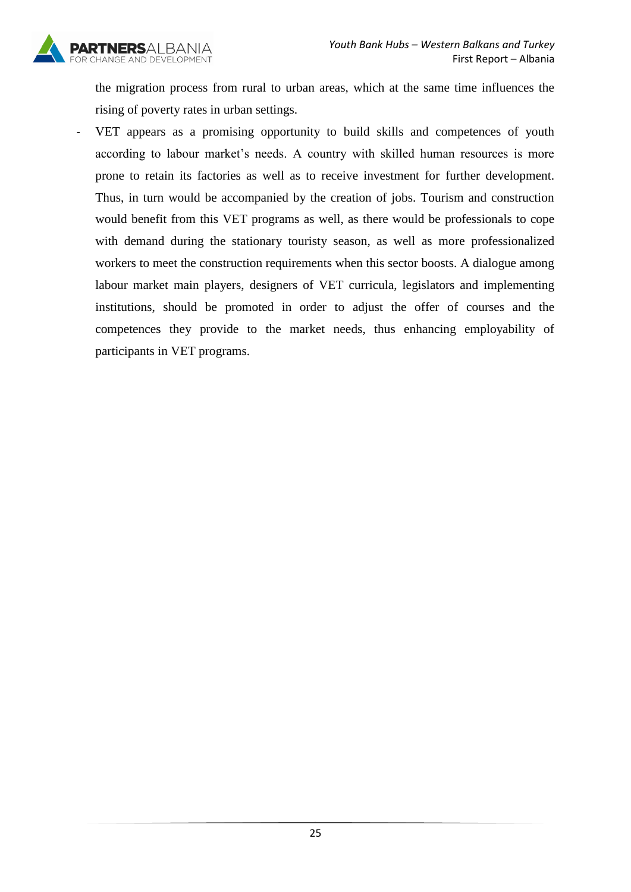the migration process from rural to urban areas, which at the same time influences the rising of poverty rates in urban settings.

- VET appears as a promising opportunity to build skills and competences of youth according to labour market's needs. A country with skilled human resources is more prone to retain its factories as well as to receive investment for further development. Thus, in turn would be accompanied by the creation of jobs. Tourism and construction would benefit from this VET programs as well, as there would be professionals to cope with demand during the stationary touristy season, as well as more professionalized workers to meet the construction requirements when this sector boosts. A dialogue among labour market main players, designers of VET curricula, legislators and implementing institutions, should be promoted in order to adjust the offer of courses and the competences they provide to the market needs, thus enhancing employability of participants in VET programs.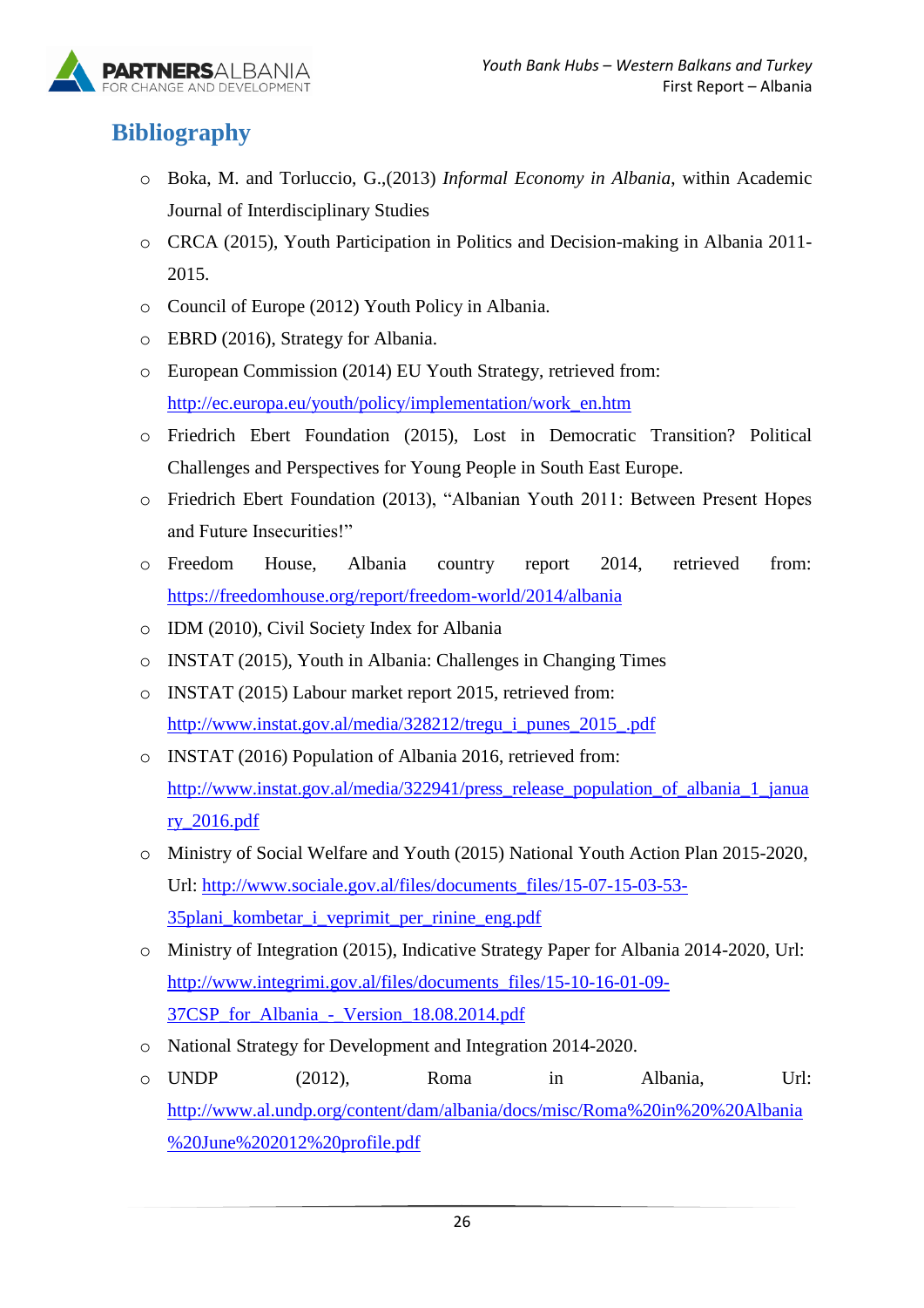# Bibliography

- Boka, M. and Torluccio, G.,(2013) *Informal Economy in Albania*, within Academic Journal of Interdisciplinary Studies
- CRCA (2015), Youth Participation in Politics and Decision-making in Albania 2011-2015.
- Council of Europe (2012) Youth Policy in Albania.
- EBRD (2016), Strategy for Albania.
- European Commission (2014) EU Youth Strategy, retrieved from: http://ec.europa.eu/youth/policy/implementation/work_en.htm
- Friedrich Ebert Foundation (2015), Lost in Democratic Transition? Political Challenges and Perspectives for Young People in South East Europe.
- Friedrich Ebert Foundation (2013), "Albanian Youth 2011: Between Present Hopes and Future Insecurities!"
- Freedom House, Albania country report 2014, retrieved from: https://freedomhouse.org/report/freedom-world/2014/albania
- IDM (2010), Civil Society Index for Albania
- INSTAT (2015), Youth in Albania: Challenges in Changing Times
- INSTAT (2015) Labour market report 2015, retrieved from: http://www.instat.gov.al/media/328212/tregu_i_punes_2015_.pdf
- INSTAT (2016) Population of Albania 2016, retrieved from: http://www.instat.gov.al/media/322941/press_release_population_of_albania_1_january_2016.pdf
- Ministry of Social Welfare and Youth (2015) National Youth Action Plan 2015-2020, Url: http://www.sociale.gov.al/files/documents_files/15-07-15-03-53-35plani_kombetar_i_veprimit_per_rinine_eng.pdf
- Ministry of Integration (2015), Indicative Strategy Paper for Albania 2014-2020, Url: http://www.integrimi.gov.al/files/documents_files/15-10-16-01-09-37CSP_for_Albania_-_Version_18.08.2014.pdf
- National Strategy for Development and Integration 2014-2020.
- UNDP (2012), Roma in Albania, Url: http://www.al.undp.org/content/dam/albania/docs/misc/Roma%20in%20%20Albania%20June%202012%20profile.pdf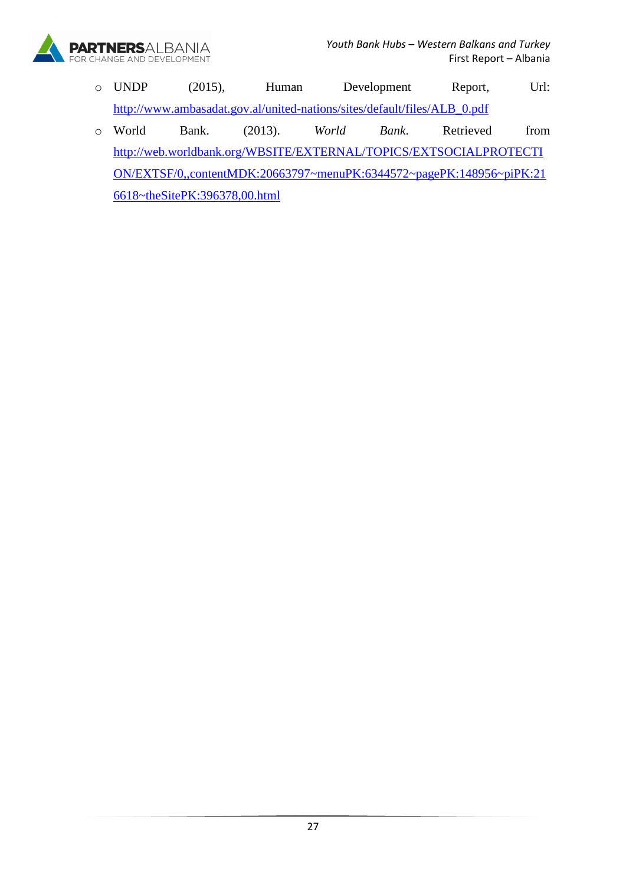- UNDP (2015), Human Development Report, Url: http://www.ambasadat.gov.al/united-nations/sites/default/files/ALB_0.pdf
- World Bank. (2013). *World Bank*. Retrieved from http://web.worldbank.org/WBSITE/EXTERNAL/TOPICS/EXTSOCIALPROTECTION/EXTSF/0,,contentMDK:20663797~menuPK:6344572~pagePK:148956~piPK:216618~theSitePK:396378,00.html